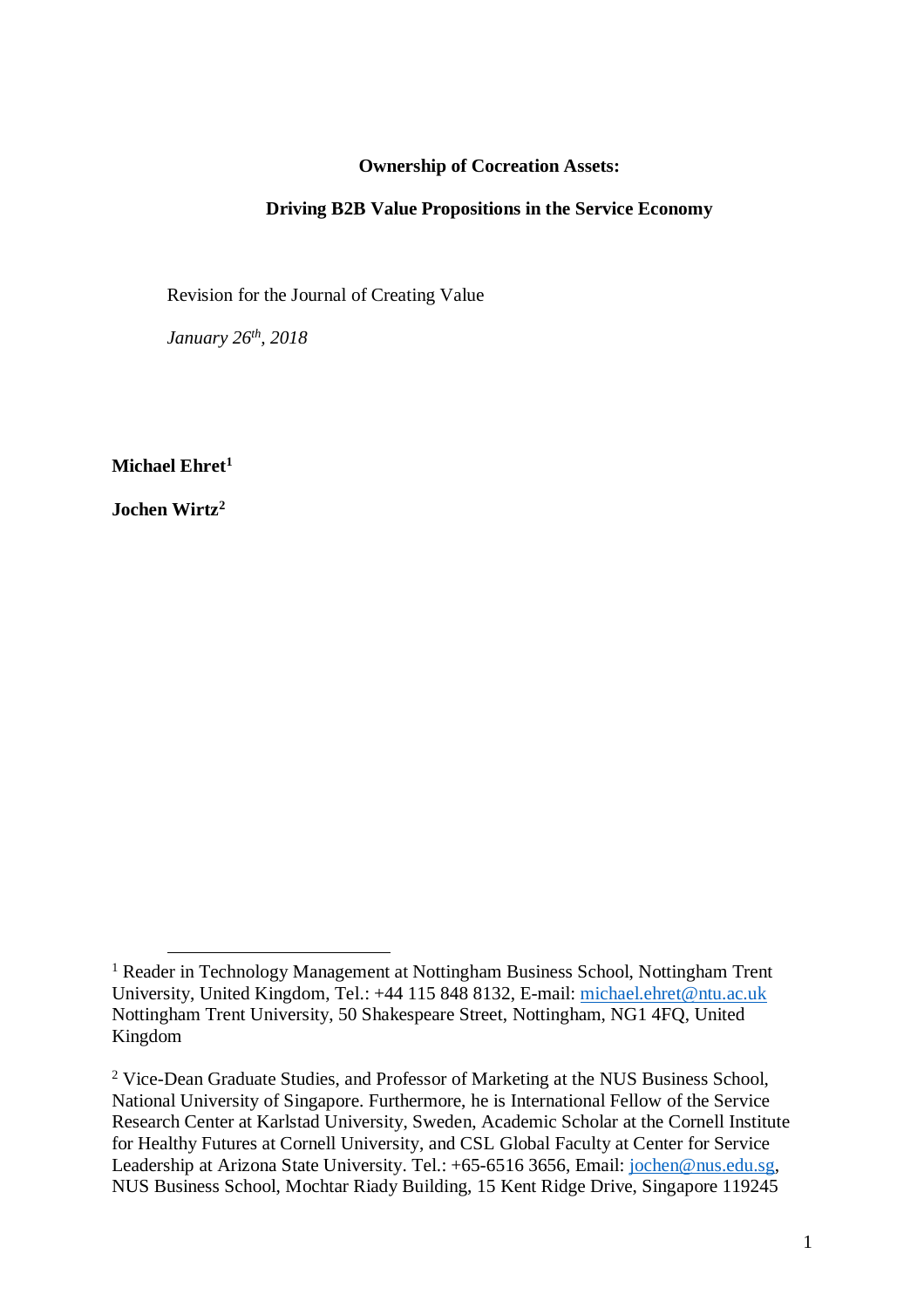**Ownership of Cocreation Assets:**

**Driving B2B Value Propositions in the Service Economy**

Revision for the Journal of Creating Value

*January 26th, 2018*

**Michael Ehret**[1]

**Jochen Wirtz**[2]

---

[1] Reader in Technology Management at Nottingham Business School, Nottingham Trent University, United Kingdom, Tel.: +44 115 848 8132, E-mail: michael.ehret@ntu.ac.uk Nottingham Trent University, 50 Shakespeare Street, Nottingham, NG1 4FQ, United Kingdom

[2] Vice-Dean Graduate Studies, and Professor of Marketing at the NUS Business School, National University of Singapore. Furthermore, he is International Fellow of the Service Research Center at Karlstad University, Sweden, Academic Scholar at the Cornell Institute for Healthy Futures at Cornell University, and CSL Global Faculty at Center for Service Leadership at Arizona State University. Tel.: +65-6516 3656, Email: jochen@nus.edu.sg, NUS Business School, Mochtar Riady Building, 15 Kent Ridge Drive, Singapore 119245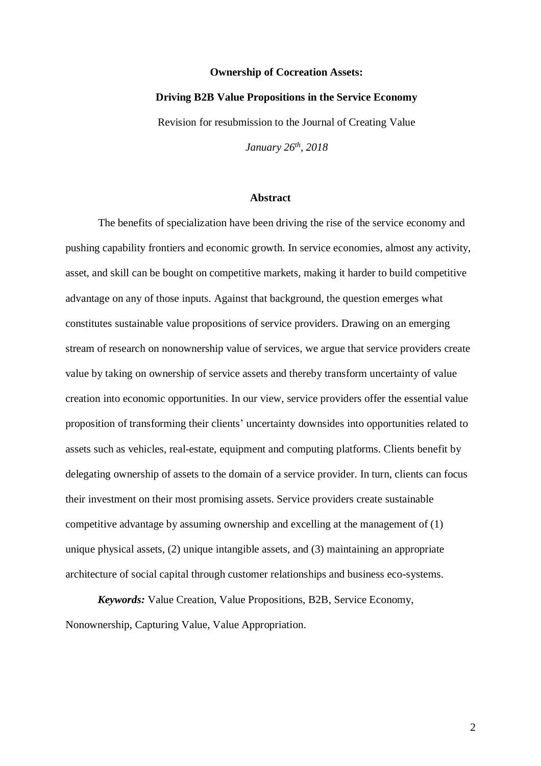**Ownership of Cocreation Assets:**

**Driving B2B Value Propositions in the Service Economy**

Revision for resubmission to the Journal of Creating Value

*January 26th, 2018*

## Abstract

The benefits of specialization have been driving the rise of the service economy and pushing capability frontiers and economic growth. In service economies, almost any activity, asset, and skill can be bought on competitive markets, making it harder to build competitive advantage on any of those inputs. Against that background, the question emerges what constitutes sustainable value propositions of service providers. Drawing on an emerging stream of research on nonownership value of services, we argue that service providers create value by taking on ownership of service assets and thereby transform uncertainty of value creation into economic opportunities. In our view, service providers offer the essential value proposition of transforming their clients' uncertainty downsides into opportunities related to assets such as vehicles, real-estate, equipment and computing platforms. Clients benefit by delegating ownership of assets to the domain of a service provider. In turn, clients can focus their investment on their most promising assets. Service providers create sustainable competitive advantage by assuming ownership and excelling at the management of (1) unique physical assets, (2) unique intangible assets, and (3) maintaining an appropriate architecture of social capital through customer relationships and business eco-systems.

***Keywords:*** Value Creation, Value Propositions, B2B, Service Economy, Nonownership, Capturing Value, Value Appropriation.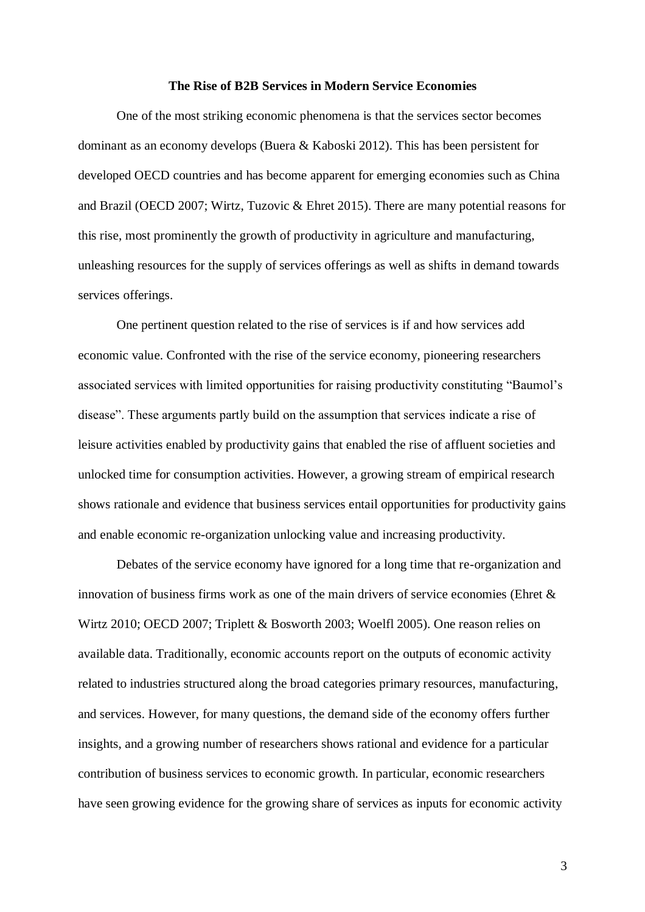## The Rise of B2B Services in Modern Service Economies

One of the most striking economic phenomena is that the services sector becomes dominant as an economy develops (Buera & Kaboski 2012). This has been persistent for developed OECD countries and has become apparent for emerging economies such as China and Brazil (OECD 2007; Wirtz, Tuzovic & Ehret 2015). There are many potential reasons for this rise, most prominently the growth of productivity in agriculture and manufacturing, unleashing resources for the supply of services offerings as well as shifts in demand towards services offerings.

One pertinent question related to the rise of services is if and how services add economic value. Confronted with the rise of the service economy, pioneering researchers associated services with limited opportunities for raising productivity constituting "Baumol's disease". These arguments partly build on the assumption that services indicate a rise of leisure activities enabled by productivity gains that enabled the rise of affluent societies and unlocked time for consumption activities. However, a growing stream of empirical research shows rationale and evidence that business services entail opportunities for productivity gains and enable economic re-organization unlocking value and increasing productivity.

Debates of the service economy have ignored for a long time that re-organization and innovation of business firms work as one of the main drivers of service economies (Ehret & Wirtz 2010; OECD 2007; Triplett & Bosworth 2003; Woelfl 2005). One reason relies on available data. Traditionally, economic accounts report on the outputs of economic activity related to industries structured along the broad categories primary resources, manufacturing, and services. However, for many questions, the demand side of the economy offers further insights, and a growing number of researchers shows rational and evidence for a particular contribution of business services to economic growth. In particular, economic researchers have seen growing evidence for the growing share of services as inputs for economic activity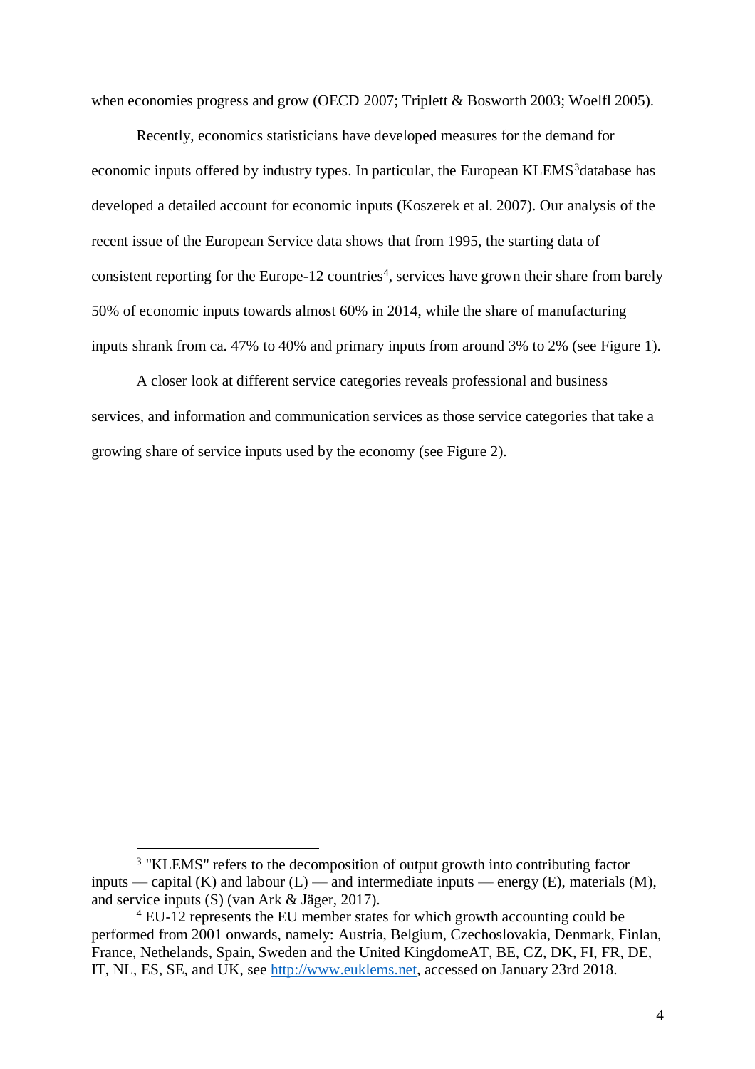when economies progress and grow (OECD 2007; Triplett & Bosworth 2003; Woelfl 2005).

Recently, economics statisticians have developed measures for the demand for economic inputs offered by industry types. In particular, the European KLEMS[3]database has developed a detailed account for economic inputs (Koszerek et al. 2007). Our analysis of the recent issue of the European Service data shows that from 1995, the starting data of consistent reporting for the Europe-12 countries[4], services have grown their share from barely 50% of economic inputs towards almost 60% in 2014, while the share of manufacturing inputs shrank from ca. 47% to 40% and primary inputs from around 3% to 2% (see Figure 1).

A closer look at different service categories reveals professional and business services, and information and communication services as those service categories that take a growing share of service inputs used by the economy (see Figure 2).

---

[3] "KLEMS" refers to the decomposition of output growth into contributing factor inputs — capital (K) and labour (L) — and intermediate inputs — energy (E), materials (M), and service inputs (S) (van Ark & Jäger, 2017).

[4] EU-12 represents the EU member states for which growth accounting could be performed from 2001 onwards, namely: Austria, Belgium, Czechoslovakia, Denmark, Finlan, France, Nethelands, Spain, Sweden and the United KingdomeAT, BE, CZ, DK, FI, FR, DE, IT, NL, ES, SE, and UK, see http://www.euklems.net, accessed on January 23rd 2018.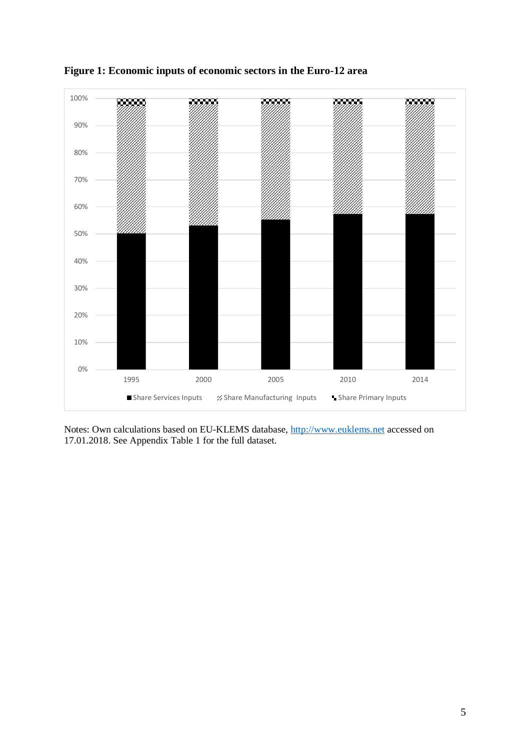**Figure 1: Economic inputs of economic sectors in the Euro-12 area**

Notes: Own calculations based on EU-KLEMS database, http://www.euklems.net accessed on 17.01.2018. See Appendix Table 1 for the full dataset.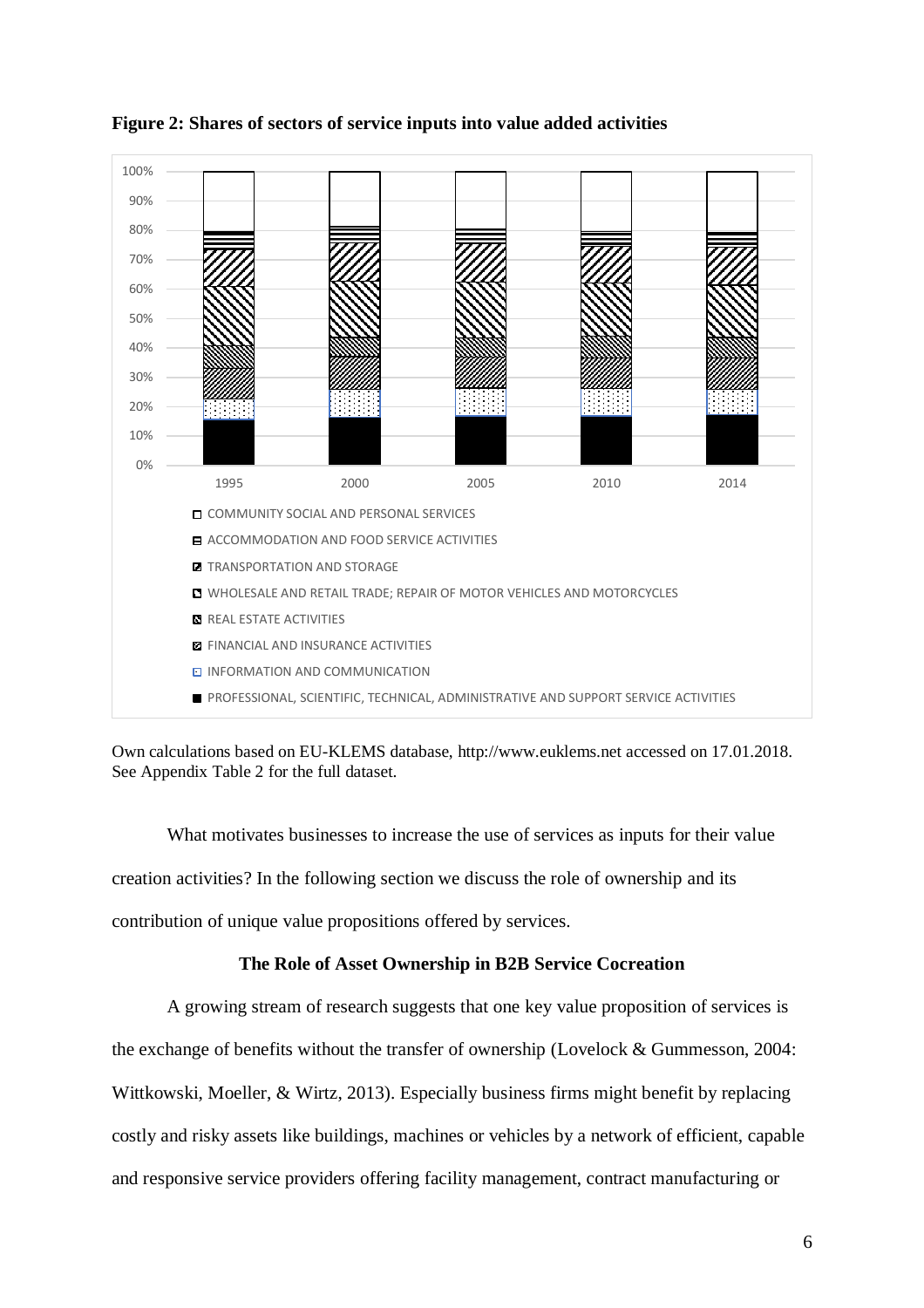**Figure 2: Shares of sectors of service inputs into value added activities**

Own calculations based on EU-KLEMS database, http://www.euklems.net accessed on 17.01.2018. See Appendix Table 2 for the full dataset.

What motivates businesses to increase the use of services as inputs for their value creation activities? In the following section we discuss the role of ownership and its contribution of unique value propositions offered by services.

### The Role of Asset Ownership in B2B Service Cocreation

A growing stream of research suggests that one key value proposition of services is the exchange of benefits without the transfer of ownership (Lovelock & Gummesson, 2004: Wittkowski, Moeller, & Wirtz, 2013). Especially business firms might benefit by replacing costly and risky assets like buildings, machines or vehicles by a network of efficient, capable and responsive service providers offering facility management, contract manufacturing or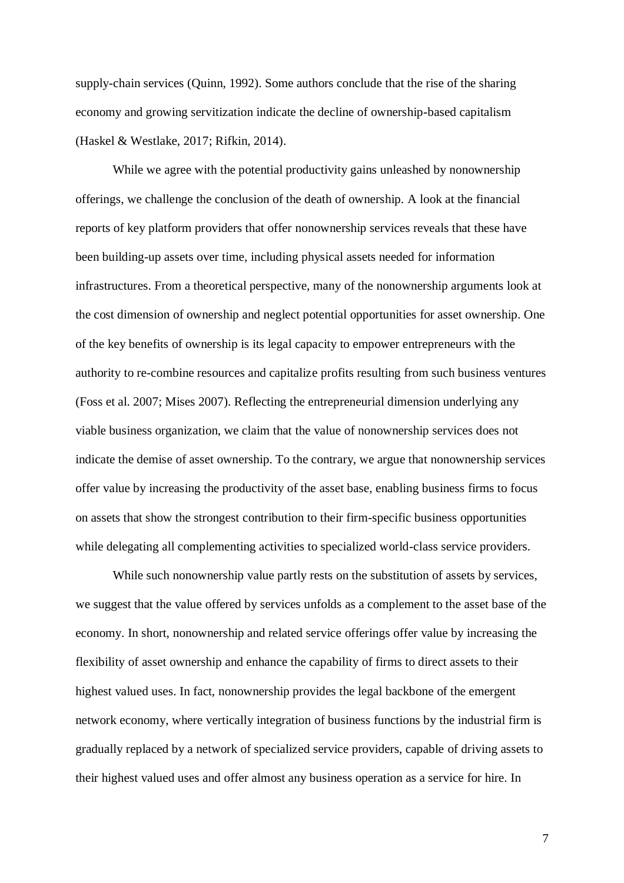supply-chain services (Quinn, 1992). Some authors conclude that the rise of the sharing economy and growing servitization indicate the decline of ownership-based capitalism (Haskel & Westlake, 2017; Rifkin, 2014).

While we agree with the potential productivity gains unleashed by nonownership offerings, we challenge the conclusion of the death of ownership. A look at the financial reports of key platform providers that offer nonownership services reveals that these have been building-up assets over time, including physical assets needed for information infrastructures. From a theoretical perspective, many of the nonownership arguments look at the cost dimension of ownership and neglect potential opportunities for asset ownership. One of the key benefits of ownership is its legal capacity to empower entrepreneurs with the authority to re-combine resources and capitalize profits resulting from such business ventures (Foss et al. 2007; Mises 2007). Reflecting the entrepreneurial dimension underlying any viable business organization, we claim that the value of nonownership services does not indicate the demise of asset ownership. To the contrary, we argue that nonownership services offer value by increasing the productivity of the asset base, enabling business firms to focus on assets that show the strongest contribution to their firm-specific business opportunities while delegating all complementing activities to specialized world-class service providers.

While such nonownership value partly rests on the substitution of assets by services, we suggest that the value offered by services unfolds as a complement to the asset base of the economy. In short, nonownership and related service offerings offer value by increasing the flexibility of asset ownership and enhance the capability of firms to direct assets to their highest valued uses. In fact, nonownership provides the legal backbone of the emergent network economy, where vertically integration of business functions by the industrial firm is gradually replaced by a network of specialized service providers, capable of driving assets to their highest valued uses and offer almost any business operation as a service for hire. In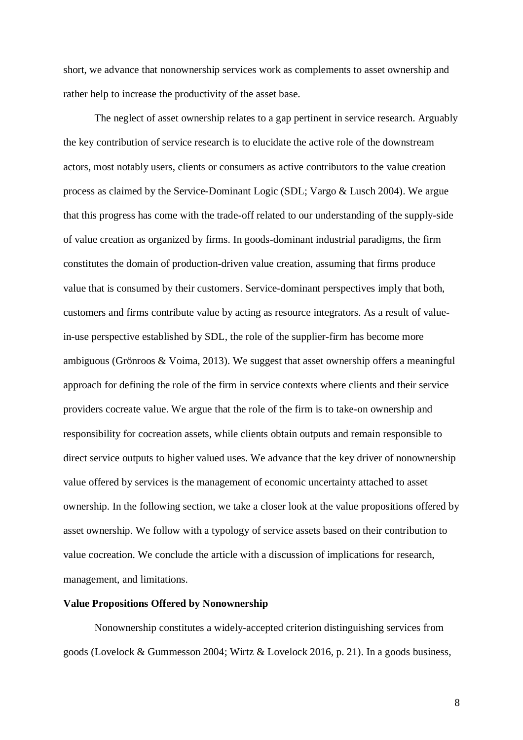short, we advance that nonownership services work as complements to asset ownership and rather help to increase the productivity of the asset base.

The neglect of asset ownership relates to a gap pertinent in service research. Arguably the key contribution of service research is to elucidate the active role of the downstream actors, most notably users, clients or consumers as active contributors to the value creation process as claimed by the Service-Dominant Logic (SDL; Vargo & Lusch 2004). We argue that this progress has come with the trade-off related to our understanding of the supply-side of value creation as organized by firms. In goods-dominant industrial paradigms, the firm constitutes the domain of production-driven value creation, assuming that firms produce value that is consumed by their customers. Service-dominant perspectives imply that both, customers and firms contribute value by acting as resource integrators. As a result of value-in-use perspective established by SDL, the role of the supplier-firm has become more ambiguous (Grönroos & Voima, 2013). We suggest that asset ownership offers a meaningful approach for defining the role of the firm in service contexts where clients and their service providers cocreate value. We argue that the role of the firm is to take-on ownership and responsibility for cocreation assets, while clients obtain outputs and remain responsible to direct service outputs to higher valued uses. We advance that the key driver of nonownership value offered by services is the management of economic uncertainty attached to asset ownership. In the following section, we take a closer look at the value propositions offered by asset ownership. We follow with a typology of service assets based on their contribution to value cocreation. We conclude the article with a discussion of implications for research, management, and limitations.

**Value Propositions Offered by Nonownership**

Nonownership constitutes a widely-accepted criterion distinguishing services from goods (Lovelock & Gummesson 2004; Wirtz & Lovelock 2016, p. 21). In a goods business,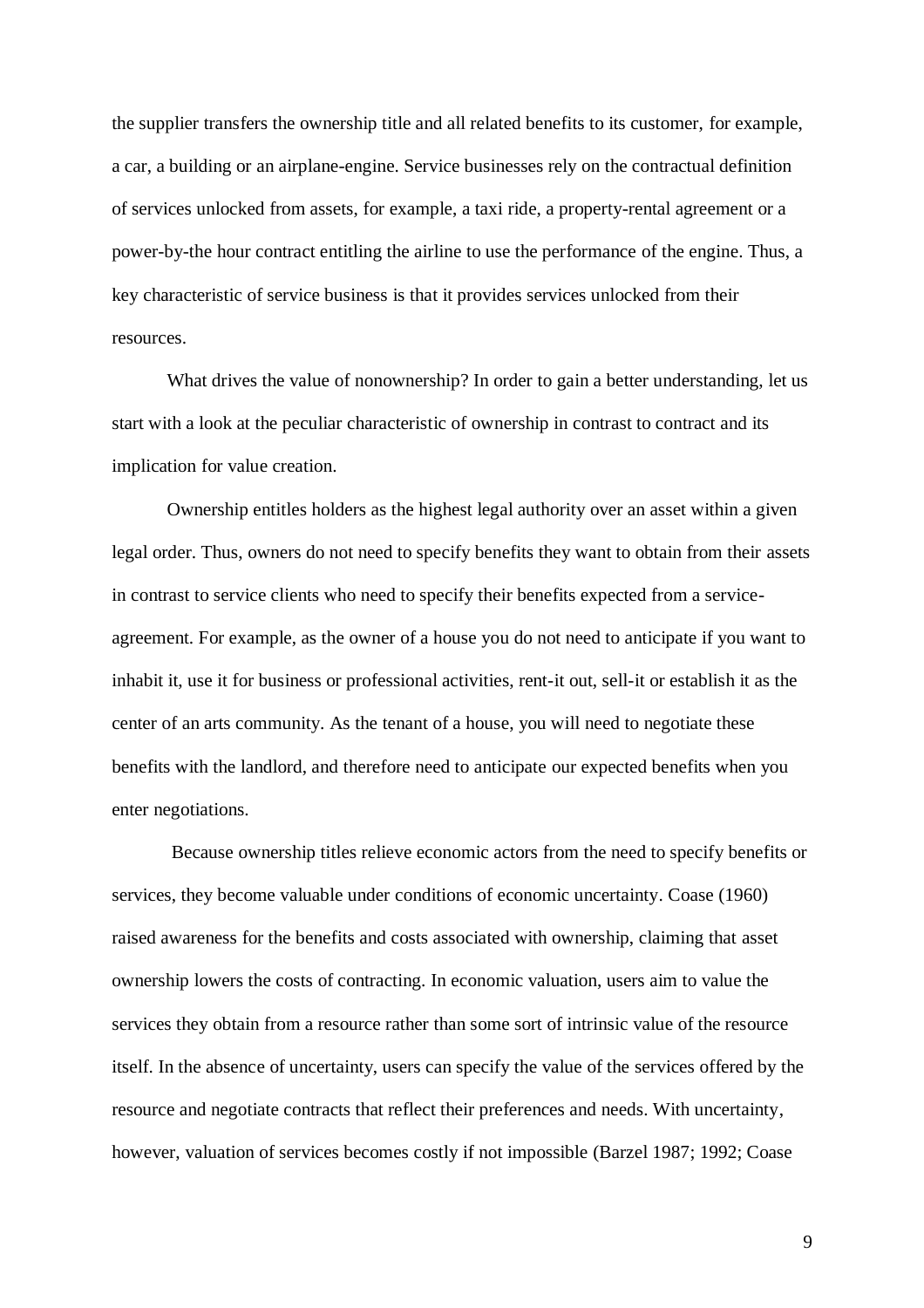the supplier transfers the ownership title and all related benefits to its customer, for example, a car, a building or an airplane-engine. Service businesses rely on the contractual definition of services unlocked from assets, for example, a taxi ride, a property-rental agreement or a power-by-the hour contract entitling the airline to use the performance of the engine. Thus, a key characteristic of service business is that it provides services unlocked from their resources.

What drives the value of nonownership? In order to gain a better understanding, let us start with a look at the peculiar characteristic of ownership in contrast to contract and its implication for value creation.

Ownership entitles holders as the highest legal authority over an asset within a given legal order. Thus, owners do not need to specify benefits they want to obtain from their assets in contrast to service clients who need to specify their benefits expected from a service-agreement. For example, as the owner of a house you do not need to anticipate if you want to inhabit it, use it for business or professional activities, rent-it out, sell-it or establish it as the center of an arts community. As the tenant of a house, you will need to negotiate these benefits with the landlord, and therefore need to anticipate our expected benefits when you enter negotiations.

Because ownership titles relieve economic actors from the need to specify benefits or services, they become valuable under conditions of economic uncertainty. Coase (1960) raised awareness for the benefits and costs associated with ownership, claiming that asset ownership lowers the costs of contracting. In economic valuation, users aim to value the services they obtain from a resource rather than some sort of intrinsic value of the resource itself. In the absence of uncertainty, users can specify the value of the services offered by the resource and negotiate contracts that reflect their preferences and needs. With uncertainty, however, valuation of services becomes costly if not impossible (Barzel 1987; 1992; Coase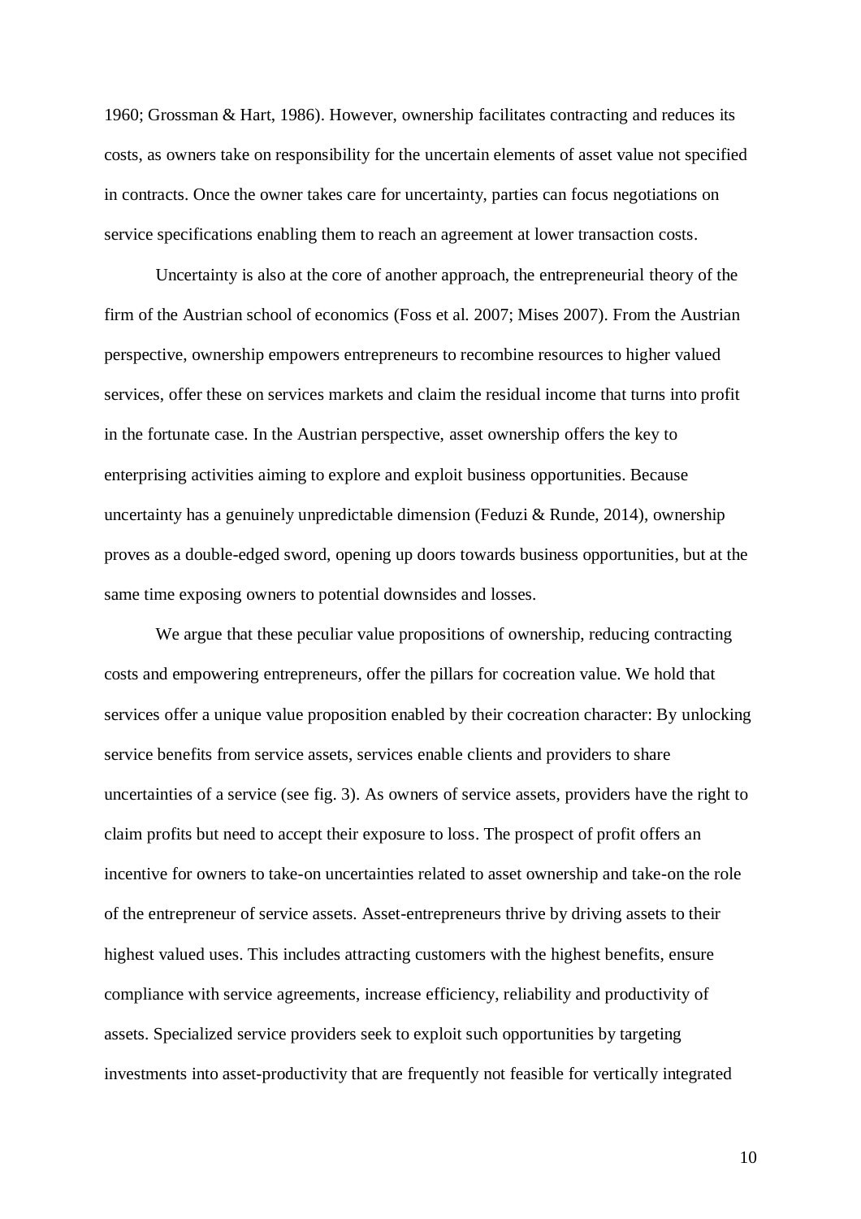1960; Grossman & Hart, 1986). However, ownership facilitates contracting and reduces its costs, as owners take on responsibility for the uncertain elements of asset value not specified in contracts. Once the owner takes care for uncertainty, parties can focus negotiations on service specifications enabling them to reach an agreement at lower transaction costs.

Uncertainty is also at the core of another approach, the entrepreneurial theory of the firm of the Austrian school of economics (Foss et al. 2007; Mises 2007). From the Austrian perspective, ownership empowers entrepreneurs to recombine resources to higher valued services, offer these on services markets and claim the residual income that turns into profit in the fortunate case. In the Austrian perspective, asset ownership offers the key to enterprising activities aiming to explore and exploit business opportunities. Because uncertainty has a genuinely unpredictable dimension (Feduzi & Runde, 2014), ownership proves as a double-edged sword, opening up doors towards business opportunities, but at the same time exposing owners to potential downsides and losses.

We argue that these peculiar value propositions of ownership, reducing contracting costs and empowering entrepreneurs, offer the pillars for cocreation value. We hold that services offer a unique value proposition enabled by their cocreation character: By unlocking service benefits from service assets, services enable clients and providers to share uncertainties of a service (see fig. 3). As owners of service assets, providers have the right to claim profits but need to accept their exposure to loss. The prospect of profit offers an incentive for owners to take-on uncertainties related to asset ownership and take-on the role of the entrepreneur of service assets. Asset-entrepreneurs thrive by driving assets to their highest valued uses. This includes attracting customers with the highest benefits, ensure compliance with service agreements, increase efficiency, reliability and productivity of assets. Specialized service providers seek to exploit such opportunities by targeting investments into asset-productivity that are frequently not feasible for vertically integrated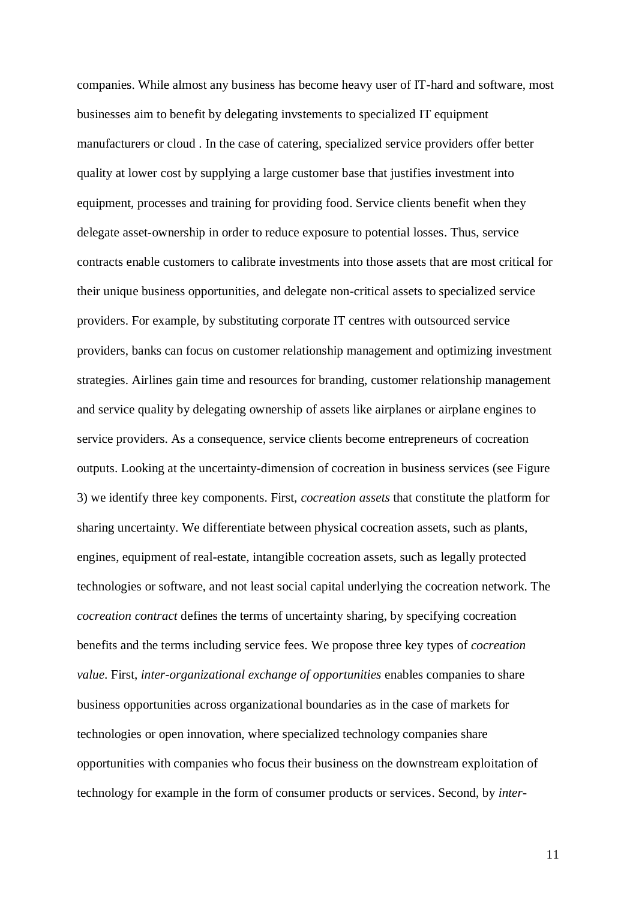companies. While almost any business has become heavy user of IT-hard and software, most businesses aim to benefit by delegating invstements to specialized IT equipment manufacturers or cloud . In the case of catering, specialized service providers offer better quality at lower cost by supplying a large customer base that justifies investment into equipment, processes and training for providing food. Service clients benefit when they delegate asset-ownership in order to reduce exposure to potential losses. Thus, service contracts enable customers to calibrate investments into those assets that are most critical for their unique business opportunities, and delegate non-critical assets to specialized service providers. For example, by substituting corporate IT centres with outsourced service providers, banks can focus on customer relationship management and optimizing investment strategies. Airlines gain time and resources for branding, customer relationship management and service quality by delegating ownership of assets like airplanes or airplane engines to service providers. As a consequence, service clients become entrepreneurs of cocreation outputs. Looking at the uncertainty-dimension of cocreation in business services (see Figure 3) we identify three key components. First, *cocreation assets* that constitute the platform for sharing uncertainty. We differentiate between physical cocreation assets, such as plants, engines, equipment of real-estate, intangible cocreation assets, such as legally protected technologies or software, and not least social capital underlying the cocreation network. The *cocreation contract* defines the terms of uncertainty sharing, by specifying cocreation benefits and the terms including service fees. We propose three key types of *cocreation value*. First, *inter-organizational exchange of opportunities* enables companies to share business opportunities across organizational boundaries as in the case of markets for technologies or open innovation, where specialized technology companies share opportunities with companies who focus their business on the downstream exploitation of technology for example in the form of consumer products or services. Second, by *inter-*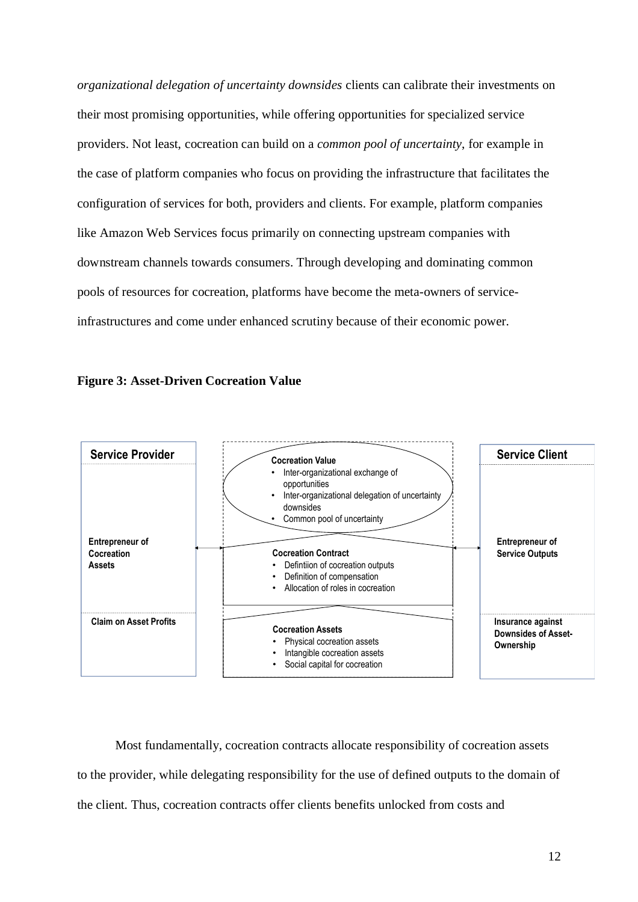*organizational delegation of uncertainty downsides* clients can calibrate their investments on their most promising opportunities, while offering opportunities for specialized service providers. Not least, cocreation can build on a *common pool of uncertainty*, for example in the case of platform companies who focus on providing the infrastructure that facilitates the configuration of services for both, providers and clients. For example, platform companies like Amazon Web Services focus primarily on connecting upstream companies with downstream channels towards consumers. Through developing and dominating common pools of resources for cocreation, platforms have become the meta-owners of service-infrastructures and come under enhanced scrutiny because of their economic power.

**Figure 3: Asset-Driven Cocreation Value**

**Service Provider**

- **Entrepreneur of Cocreation Assets**
- **Claim on Asset Profits**

**Cocreation Value**

- Inter-organizational exchange of opportunities
- Inter-organizational delegation of uncertainty downsides
- Common pool of uncertainty

**Cocreation Contract**

- Defintiion of cocreation outputs
- Definition of compensation
- Allocation of roles in cocreation

**Cocreation Assets**

- Physical cocreation assets
- Intangible cocreation assets
- Social capital for cocreation

**Service Client**

- **Entrepreneur of Service Outputs**
- **Insurance against Downsides of Asset-Ownership**

Most fundamentally, cocreation contracts allocate responsibility of cocreation assets to the provider, while delegating responsibility for the use of defined outputs to the domain of the client. Thus, cocreation contracts offer clients benefits unlocked from costs and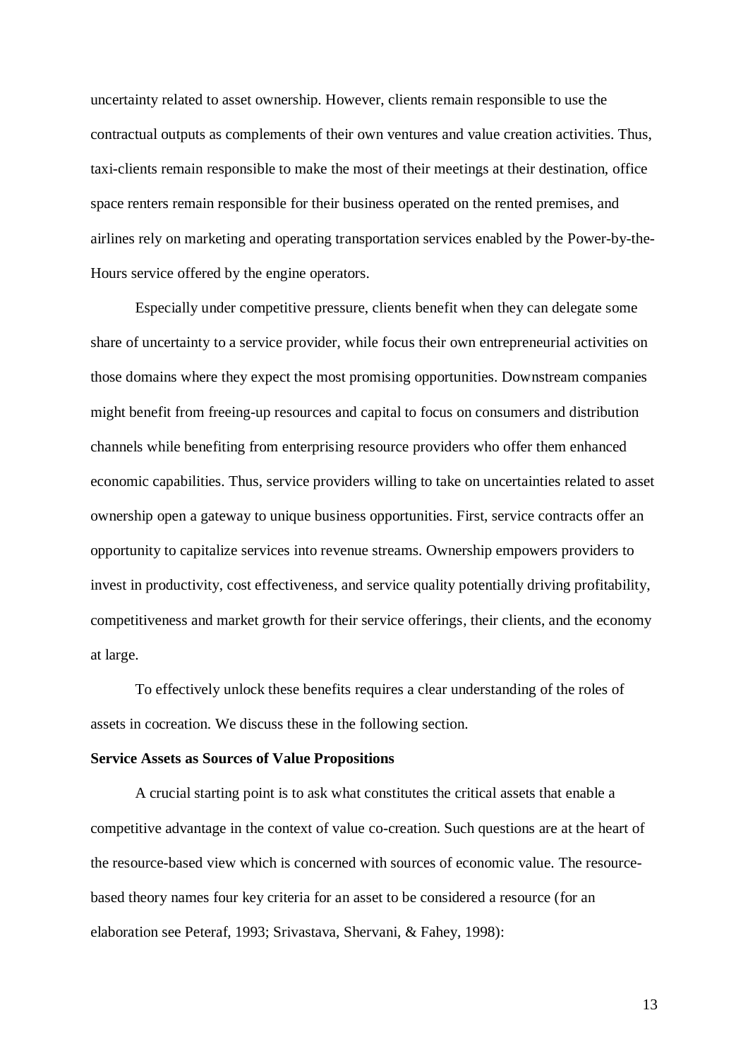uncertainty related to asset ownership. However, clients remain responsible to use the contractual outputs as complements of their own ventures and value creation activities. Thus, taxi-clients remain responsible to make the most of their meetings at their destination, office space renters remain responsible for their business operated on the rented premises, and airlines rely on marketing and operating transportation services enabled by the Power-by-the-Hours service offered by the engine operators.

Especially under competitive pressure, clients benefit when they can delegate some share of uncertainty to a service provider, while focus their own entrepreneurial activities on those domains where they expect the most promising opportunities. Downstream companies might benefit from freeing-up resources and capital to focus on consumers and distribution channels while benefiting from enterprising resource providers who offer them enhanced economic capabilities. Thus, service providers willing to take on uncertainties related to asset ownership open a gateway to unique business opportunities. First, service contracts offer an opportunity to capitalize services into revenue streams. Ownership empowers providers to invest in productivity, cost effectiveness, and service quality potentially driving profitability, competitiveness and market growth for their service offerings, their clients, and the economy at large.

To effectively unlock these benefits requires a clear understanding of the roles of assets in cocreation. We discuss these in the following section.

**Service Assets as Sources of Value Propositions**

A crucial starting point is to ask what constitutes the critical assets that enable a competitive advantage in the context of value co-creation. Such questions are at the heart of the resource-based view which is concerned with sources of economic value. The resource-based theory names four key criteria for an asset to be considered a resource (for an elaboration see Peteraf, 1993; Srivastava, Shervani, & Fahey, 1998):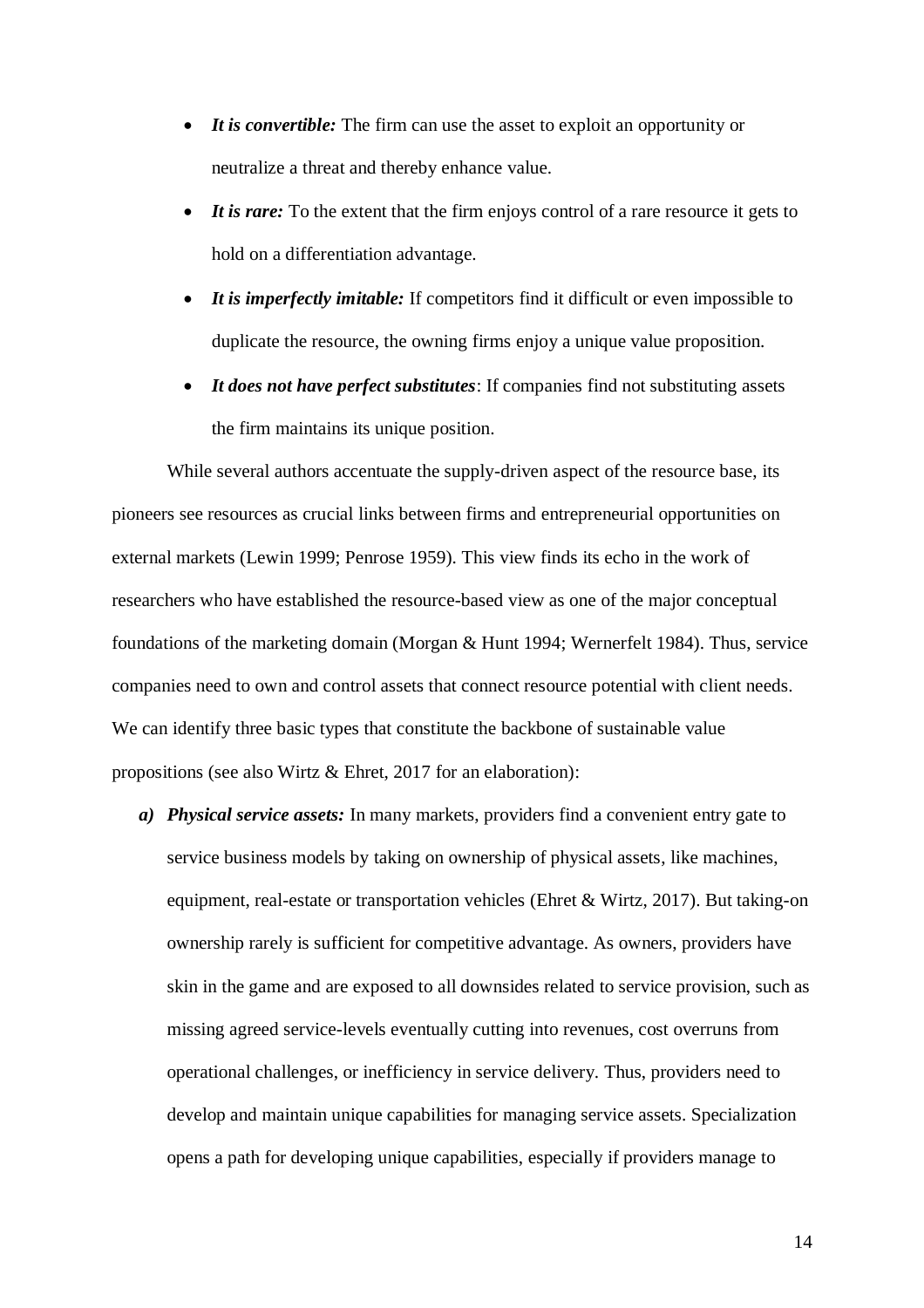- ***It is convertible:*** The firm can use the asset to exploit an opportunity or neutralize a threat and thereby enhance value.
- ***It is rare:*** To the extent that the firm enjoys control of a rare resource it gets to hold on a differentiation advantage.
- ***It is imperfectly imitable:*** If competitors find it difficult or even impossible to duplicate the resource, the owning firms enjoy a unique value proposition.
- ***It does not have perfect substitutes***: If companies find not substituting assets the firm maintains its unique position.

While several authors accentuate the supply-driven aspect of the resource base, its pioneers see resources as crucial links between firms and entrepreneurial opportunities on external markets (Lewin 1999; Penrose 1959). This view finds its echo in the work of researchers who have established the resource-based view as one of the major conceptual foundations of the marketing domain (Morgan & Hunt 1994; Wernerfelt 1984). Thus, service companies need to own and control assets that connect resource potential with client needs. We can identify three basic types that constitute the backbone of sustainable value propositions (see also Wirtz & Ehret, 2017 for an elaboration):

a) ***Physical service assets:*** In many markets, providers find a convenient entry gate to service business models by taking on ownership of physical assets, like machines, equipment, real-estate or transportation vehicles (Ehret & Wirtz, 2017). But taking-on ownership rarely is sufficient for competitive advantage. As owners, providers have skin in the game and are exposed to all downsides related to service provision, such as missing agreed service-levels eventually cutting into revenues, cost overruns from operational challenges, or inefficiency in service delivery. Thus, providers need to develop and maintain unique capabilities for managing service assets. Specialization opens a path for developing unique capabilities, especially if providers manage to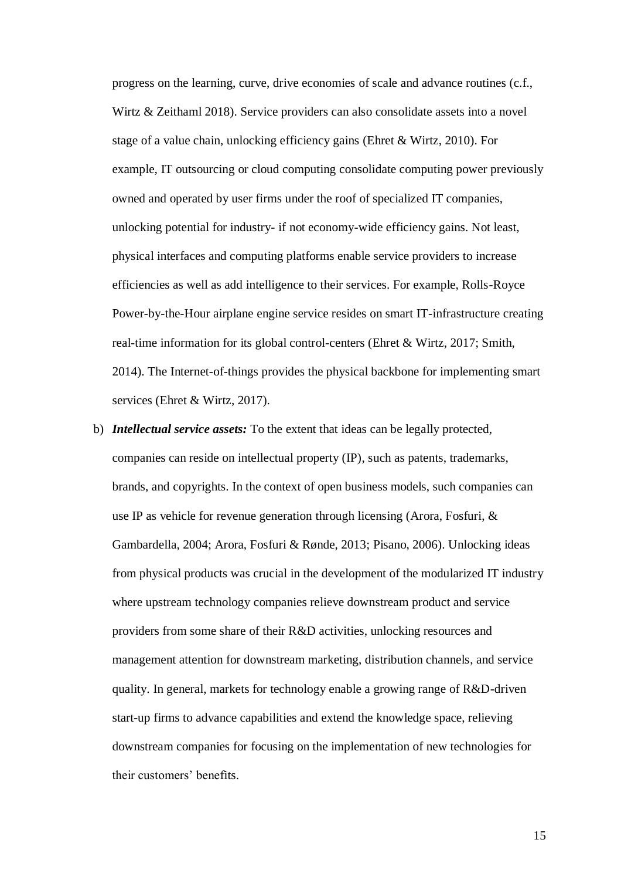progress on the learning, curve, drive economies of scale and advance routines (c.f., Wirtz & Zeithaml 2018). Service providers can also consolidate assets into a novel stage of a value chain, unlocking efficiency gains (Ehret & Wirtz, 2010). For example, IT outsourcing or cloud computing consolidate computing power previously owned and operated by user firms under the roof of specialized IT companies, unlocking potential for industry- if not economy-wide efficiency gains. Not least, physical interfaces and computing platforms enable service providers to increase efficiencies as well as add intelligence to their services. For example, Rolls-Royce Power-by-the-Hour airplane engine service resides on smart IT-infrastructure creating real-time information for its global control-centers (Ehret & Wirtz, 2017; Smith, 2014). The Internet-of-things provides the physical backbone for implementing smart services (Ehret & Wirtz, 2017).

b) ***Intellectual service assets:*** To the extent that ideas can be legally protected, companies can reside on intellectual property (IP), such as patents, trademarks, brands, and copyrights. In the context of open business models, such companies can use IP as vehicle for revenue generation through licensing (Arora, Fosfuri, & Gambardella, 2004; Arora, Fosfuri & Rønde, 2013; Pisano, 2006). Unlocking ideas from physical products was crucial in the development of the modularized IT industry where upstream technology companies relieve downstream product and service providers from some share of their R&D activities, unlocking resources and management attention for downstream marketing, distribution channels, and service quality. In general, markets for technology enable a growing range of R&D-driven start-up firms to advance capabilities and extend the knowledge space, relieving downstream companies for focusing on the implementation of new technologies for their customers' benefits.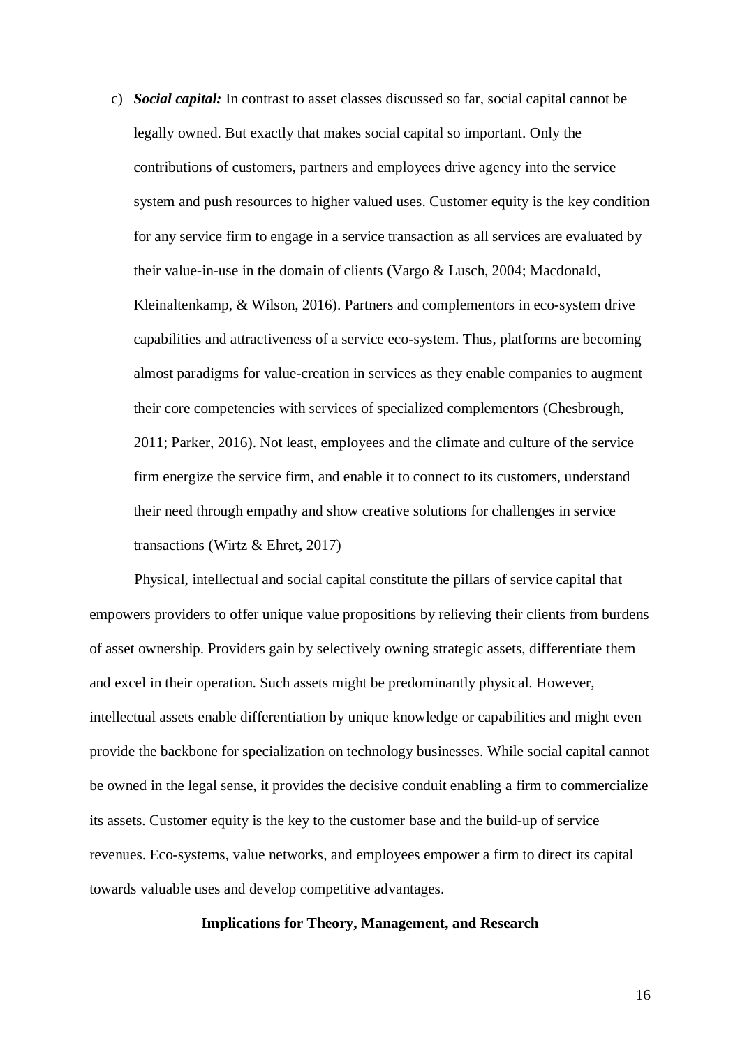c) ***Social capital:*** In contrast to asset classes discussed so far, social capital cannot be legally owned. But exactly that makes social capital so important. Only the contributions of customers, partners and employees drive agency into the service system and push resources to higher valued uses. Customer equity is the key condition for any service firm to engage in a service transaction as all services are evaluated by their value-in-use in the domain of clients (Vargo & Lusch, 2004; Macdonald, Kleinaltenkamp, & Wilson, 2016). Partners and complementors in eco-system drive capabilities and attractiveness of a service eco-system. Thus, platforms are becoming almost paradigms for value-creation in services as they enable companies to augment their core competencies with services of specialized complementors (Chesbrough, 2011; Parker, 2016). Not least, employees and the climate and culture of the service firm energize the service firm, and enable it to connect to its customers, understand their need through empathy and show creative solutions for challenges in service transactions (Wirtz & Ehret, 2017)

Physical, intellectual and social capital constitute the pillars of service capital that empowers providers to offer unique value propositions by relieving their clients from burdens of asset ownership. Providers gain by selectively owning strategic assets, differentiate them and excel in their operation. Such assets might be predominantly physical. However, intellectual assets enable differentiation by unique knowledge or capabilities and might even provide the backbone for specialization on technology businesses. While social capital cannot be owned in the legal sense, it provides the decisive conduit enabling a firm to commercialize its assets. Customer equity is the key to the customer base and the build-up of service revenues. Eco-systems, value networks, and employees empower a firm to direct its capital towards valuable uses and develop competitive advantages.

## Implications for Theory, Management, and Research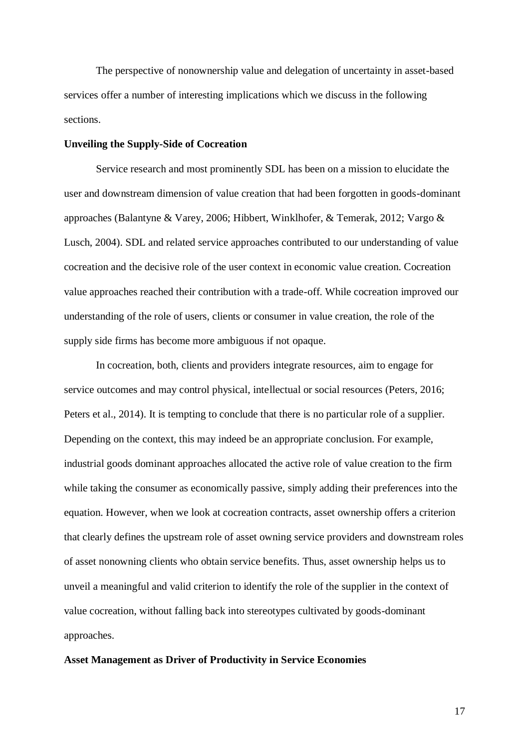The perspective of nonownership value and delegation of uncertainty in asset-based services offer a number of interesting implications which we discuss in the following sections.

**Unveiling the Supply-Side of Cocreation**

Service research and most prominently SDL has been on a mission to elucidate the user and downstream dimension of value creation that had been forgotten in goods-dominant approaches (Balantyne & Varey, 2006; Hibbert, Winklhofer, & Temerak, 2012; Vargo & Lusch, 2004). SDL and related service approaches contributed to our understanding of value cocreation and the decisive role of the user context in economic value creation. Cocreation value approaches reached their contribution with a trade-off. While cocreation improved our understanding of the role of users, clients or consumer in value creation, the role of the supply side firms has become more ambiguous if not opaque.

In cocreation, both, clients and providers integrate resources, aim to engage for service outcomes and may control physical, intellectual or social resources (Peters, 2016; Peters et al., 2014). It is tempting to conclude that there is no particular role of a supplier. Depending on the context, this may indeed be an appropriate conclusion. For example, industrial goods dominant approaches allocated the active role of value creation to the firm while taking the consumer as economically passive, simply adding their preferences into the equation. However, when we look at cocreation contracts, asset ownership offers a criterion that clearly defines the upstream role of asset owning service providers and downstream roles of asset nonowning clients who obtain service benefits. Thus, asset ownership helps us to unveil a meaningful and valid criterion to identify the role of the supplier in the context of value cocreation, without falling back into stereotypes cultivated by goods-dominant approaches.

**Asset Management as Driver of Productivity in Service Economies**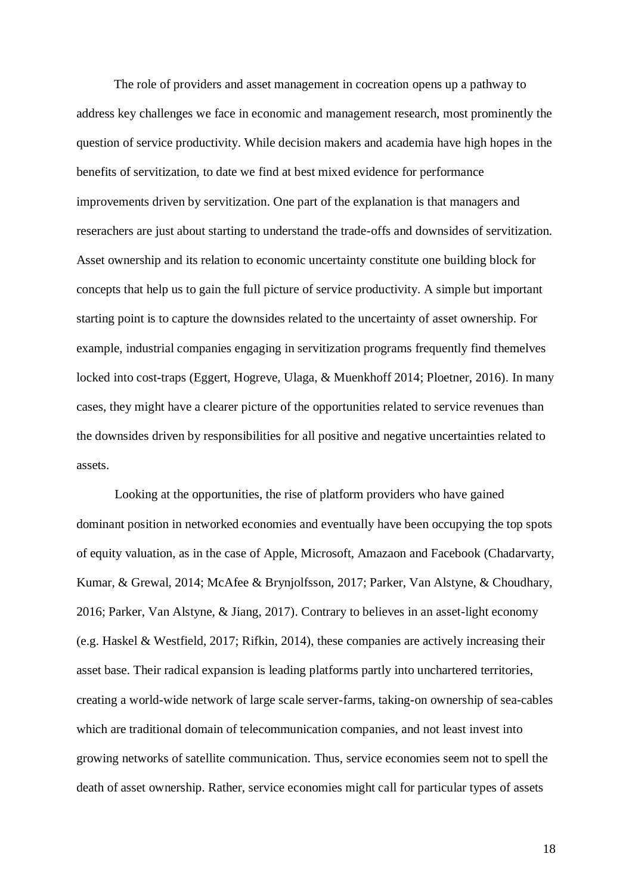The role of providers and asset management in cocreation opens up a pathway to address key challenges we face in economic and management research, most prominently the question of service productivity. While decision makers and academia have high hopes in the benefits of servitization, to date we find at best mixed evidence for performance improvements driven by servitization. One part of the explanation is that managers and reserachers are just about starting to understand the trade-offs and downsides of servitization. Asset ownership and its relation to economic uncertainty constitute one building block for concepts that help us to gain the full picture of service productivity. A simple but important starting point is to capture the downsides related to the uncertainty of asset ownership. For example, industrial companies engaging in servitization programs frequently find themelves locked into cost-traps (Eggert, Hogreve, Ulaga, & Muenkhoff 2014; Ploetner, 2016). In many cases, they might have a clearer picture of the opportunities related to service revenues than the downsides driven by responsibilities for all positive and negative uncertainties related to assets.

Looking at the opportunities, the rise of platform providers who have gained dominant position in networked economies and eventually have been occupying the top spots of equity valuation, as in the case of Apple, Microsoft, Amazaon and Facebook (Chadarvarty, Kumar, & Grewal, 2014; McAfee & Brynjolfsson, 2017; Parker, Van Alstyne, & Choudhary, 2016; Parker, Van Alstyne, & Jiang, 2017). Contrary to believes in an asset-light economy (e.g. Haskel & Westfield, 2017; Rifkin, 2014), these companies are actively increasing their asset base. Their radical expansion is leading platforms partly into unchartered territories, creating a world-wide network of large scale server-farms, taking-on ownership of sea-cables which are traditional domain of telecommunication companies, and not least invest into growing networks of satellite communication. Thus, service economies seem not to spell the death of asset ownership. Rather, service economies might call for particular types of assets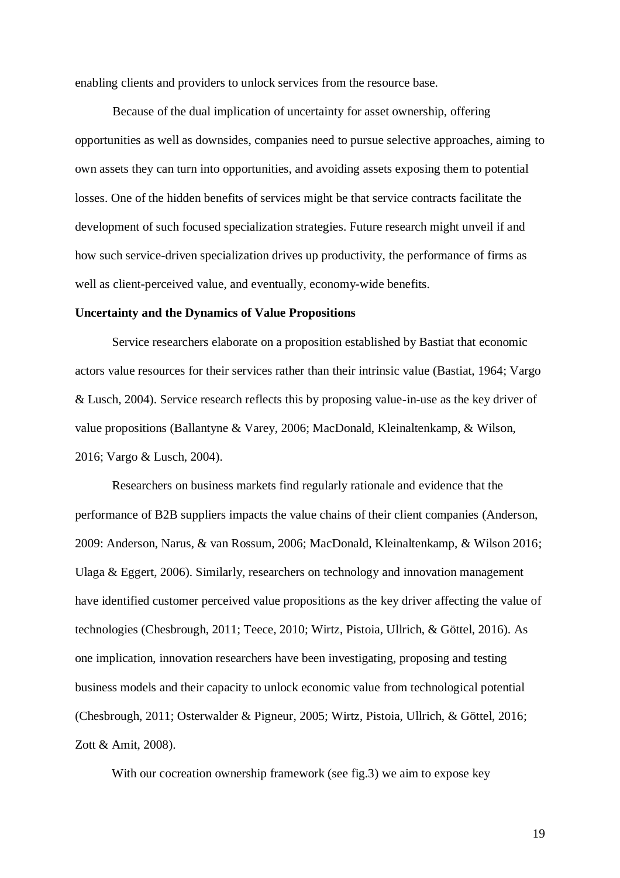enabling clients and providers to unlock services from the resource base.

Because of the dual implication of uncertainty for asset ownership, offering opportunities as well as downsides, companies need to pursue selective approaches, aiming to own assets they can turn into opportunities, and avoiding assets exposing them to potential losses. One of the hidden benefits of services might be that service contracts facilitate the development of such focused specialization strategies. Future research might unveil if and how such service-driven specialization drives up productivity, the performance of firms as well as client-perceived value, and eventually, economy-wide benefits.

**Uncertainty and the Dynamics of Value Propositions**

Service researchers elaborate on a proposition established by Bastiat that economic actors value resources for their services rather than their intrinsic value (Bastiat, 1964; Vargo & Lusch, 2004). Service research reflects this by proposing value-in-use as the key driver of value propositions (Ballantyne & Varey, 2006; MacDonald, Kleinaltenkamp, & Wilson, 2016; Vargo & Lusch, 2004).

Researchers on business markets find regularly rationale and evidence that the performance of B2B suppliers impacts the value chains of their client companies (Anderson, 2009: Anderson, Narus, & van Rossum, 2006; MacDonald, Kleinaltenkamp, & Wilson 2016; Ulaga & Eggert, 2006). Similarly, researchers on technology and innovation management have identified customer perceived value propositions as the key driver affecting the value of technologies (Chesbrough, 2011; Teece, 2010; Wirtz, Pistoia, Ullrich, & Göttel, 2016). As one implication, innovation researchers have been investigating, proposing and testing business models and their capacity to unlock economic value from technological potential (Chesbrough, 2011; Osterwalder & Pigneur, 2005; Wirtz, Pistoia, Ullrich, & Göttel, 2016; Zott & Amit, 2008).

With our cocreation ownership framework (see fig.3) we aim to expose key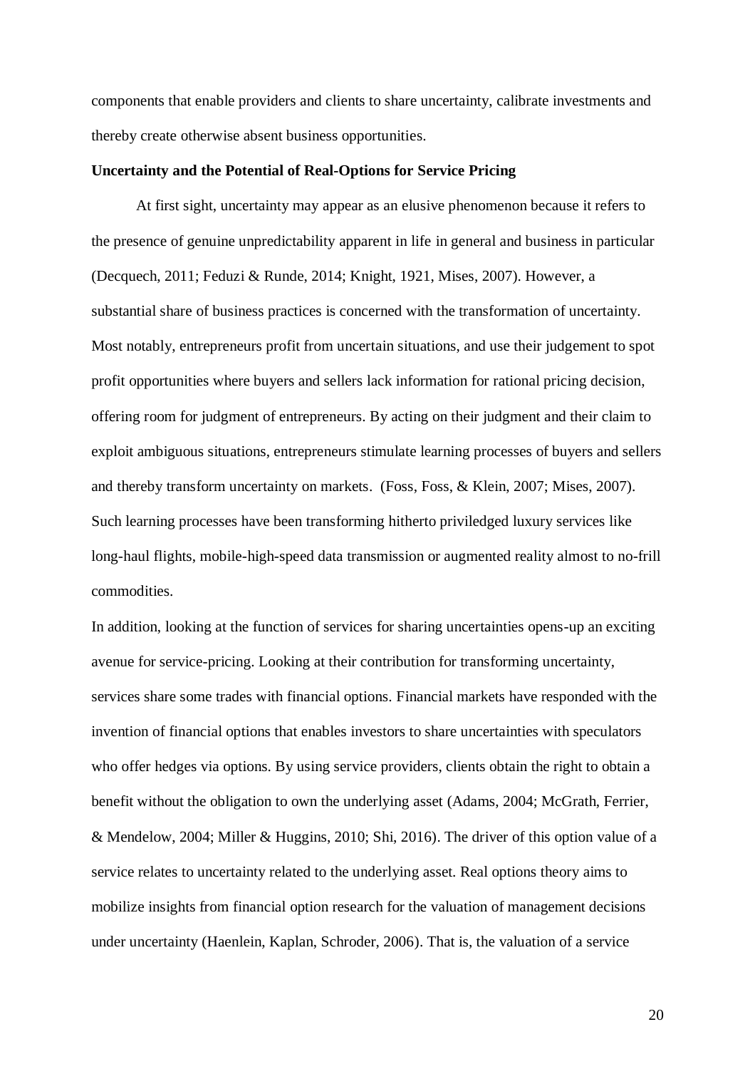components that enable providers and clients to share uncertainty, calibrate investments and thereby create otherwise absent business opportunities.

**Uncertainty and the Potential of Real-Options for Service Pricing**

At first sight, uncertainty may appear as an elusive phenomenon because it refers to the presence of genuine unpredictability apparent in life in general and business in particular (Decquech, 2011; Feduzi & Runde, 2014; Knight, 1921, Mises, 2007). However, a substantial share of business practices is concerned with the transformation of uncertainty. Most notably, entrepreneurs profit from uncertain situations, and use their judgement to spot profit opportunities where buyers and sellers lack information for rational pricing decision, offering room for judgment of entrepreneurs. By acting on their judgment and their claim to exploit ambiguous situations, entrepreneurs stimulate learning processes of buyers and sellers and thereby transform uncertainty on markets. (Foss, Foss, & Klein, 2007; Mises, 2007). Such learning processes have been transforming hitherto priviledged luxury services like long-haul flights, mobile-high-speed data transmission or augmented reality almost to no-frill commodities.

In addition, looking at the function of services for sharing uncertainties opens-up an exciting avenue for service-pricing. Looking at their contribution for transforming uncertainty, services share some trades with financial options. Financial markets have responded with the invention of financial options that enables investors to share uncertainties with speculators who offer hedges via options. By using service providers, clients obtain the right to obtain a benefit without the obligation to own the underlying asset (Adams, 2004; McGrath, Ferrier, & Mendelow, 2004; Miller & Huggins, 2010; Shi, 2016). The driver of this option value of a service relates to uncertainty related to the underlying asset. Real options theory aims to mobilize insights from financial option research for the valuation of management decisions under uncertainty (Haenlein, Kaplan, Schroder, 2006). That is, the valuation of a service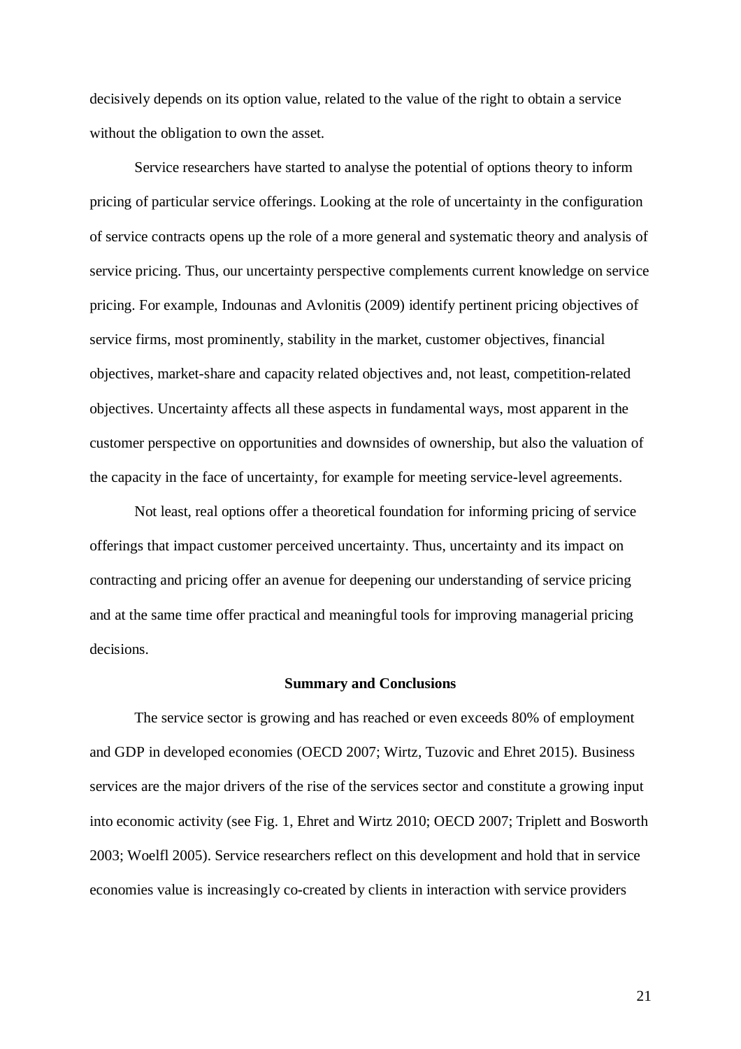decisively depends on its option value, related to the value of the right to obtain a service without the obligation to own the asset.

Service researchers have started to analyse the potential of options theory to inform pricing of particular service offerings. Looking at the role of uncertainty in the configuration of service contracts opens up the role of a more general and systematic theory and analysis of service pricing. Thus, our uncertainty perspective complements current knowledge on service pricing. For example, Indounas and Avlonitis (2009) identify pertinent pricing objectives of service firms, most prominently, stability in the market, customer objectives, financial objectives, market-share and capacity related objectives and, not least, competition-related objectives. Uncertainty affects all these aspects in fundamental ways, most apparent in the customer perspective on opportunities and downsides of ownership, but also the valuation of the capacity in the face of uncertainty, for example for meeting service-level agreements.

Not least, real options offer a theoretical foundation for informing pricing of service offerings that impact customer perceived uncertainty. Thus, uncertainty and its impact on contracting and pricing offer an avenue for deepening our understanding of service pricing and at the same time offer practical and meaningful tools for improving managerial pricing decisions.

## Summary and Conclusions

The service sector is growing and has reached or even exceeds 80% of employment and GDP in developed economies (OECD 2007; Wirtz, Tuzovic and Ehret 2015). Business services are the major drivers of the rise of the services sector and constitute a growing input into economic activity (see Fig. 1, Ehret and Wirtz 2010; OECD 2007; Triplett and Bosworth 2003; Woelfl 2005). Service researchers reflect on this development and hold that in service economies value is increasingly co-created by clients in interaction with service providers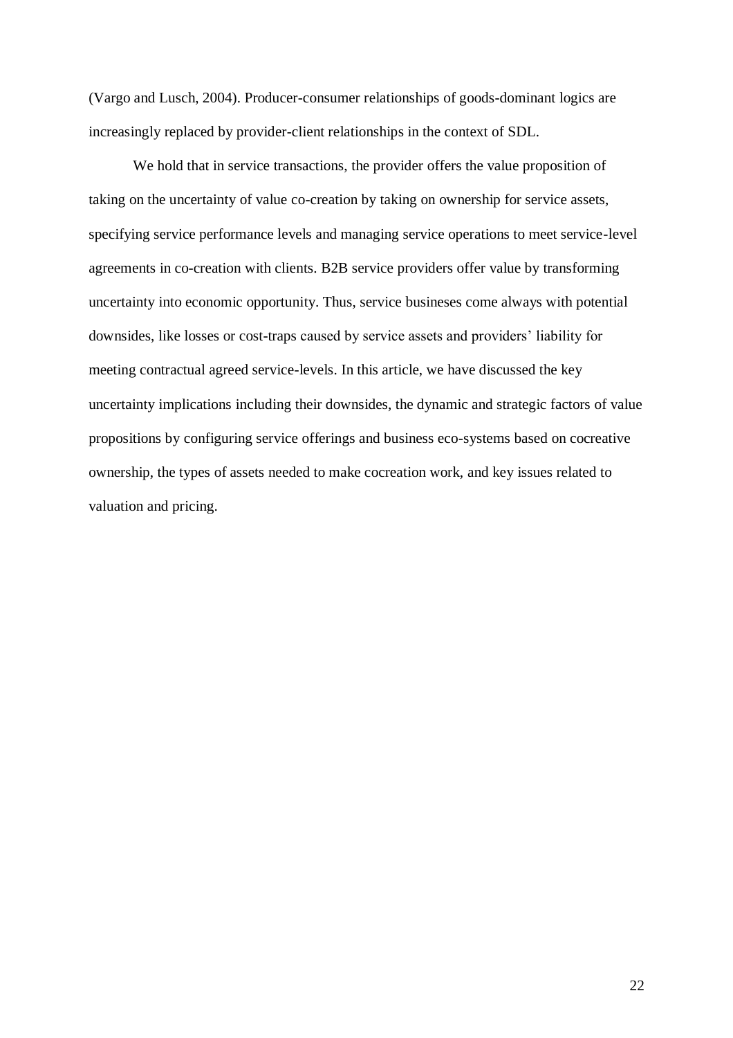(Vargo and Lusch, 2004). Producer-consumer relationships of goods-dominant logics are increasingly replaced by provider-client relationships in the context of SDL.

We hold that in service transactions, the provider offers the value proposition of taking on the uncertainty of value co-creation by taking on ownership for service assets, specifying service performance levels and managing service operations to meet service-level agreements in co-creation with clients. B2B service providers offer value by transforming uncertainty into economic opportunity. Thus, service busineses come always with potential downsides, like losses or cost-traps caused by service assets and providers' liability for meeting contractual agreed service-levels. In this article, we have discussed the key uncertainty implications including their downsides, the dynamic and strategic factors of value propositions by configuring service offerings and business eco-systems based on cocreative ownership, the types of assets needed to make cocreation work, and key issues related to valuation and pricing.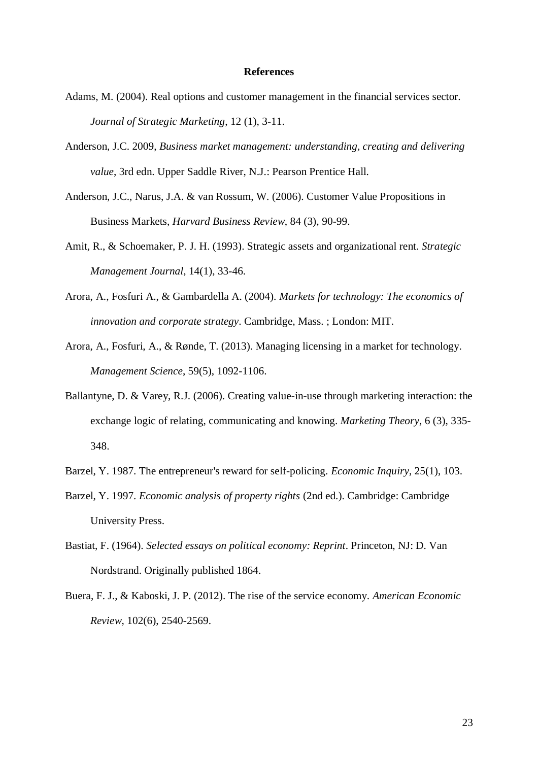## References

Adams, M. (2004). Real options and customer management in the financial services sector. *Journal of Strategic Marketing*, 12 (1), 3-11.

Anderson, J.C. 2009, *Business market management: understanding, creating and delivering value*, 3rd edn. Upper Saddle River, N.J.: Pearson Prentice Hall.

Anderson, J.C., Narus, J.A. & van Rossum, W. (2006). Customer Value Propositions in Business Markets, *Harvard Business Review*, 84 (3), 90-99.

Amit, R., & Schoemaker, P. J. H. (1993). Strategic assets and organizational rent. *Strategic Management Journal*, 14(1), 33-46.

Arora, A., Fosfuri A., & Gambardella A. (2004). *Markets for technology: The economics of innovation and corporate strategy*. Cambridge, Mass. ; London: MIT.

Arora, A., Fosfuri, A., & Rønde, T. (2013). Managing licensing in a market for technology. *Management Science*, 59(5), 1092-1106.

Ballantyne, D. & Varey, R.J. (2006). Creating value-in-use through marketing interaction: the exchange logic of relating, communicating and knowing. *Marketing Theory*, 6 (3), 335-348.

Barzel, Y. 1987. The entrepreneur's reward for self-policing. *Economic Inquiry*, 25(1), 103.

Barzel, Y. 1997. *Economic analysis of property rights* (2nd ed.). Cambridge: Cambridge University Press.

Bastiat, F. (1964). *Selected essays on political economy: Reprint*. Princeton, NJ: D. Van Nordstrand. Originally published 1864.

Buera, F. J., & Kaboski, J. P. (2012). The rise of the service economy. *American Economic Review*, 102(6), 2540-2569.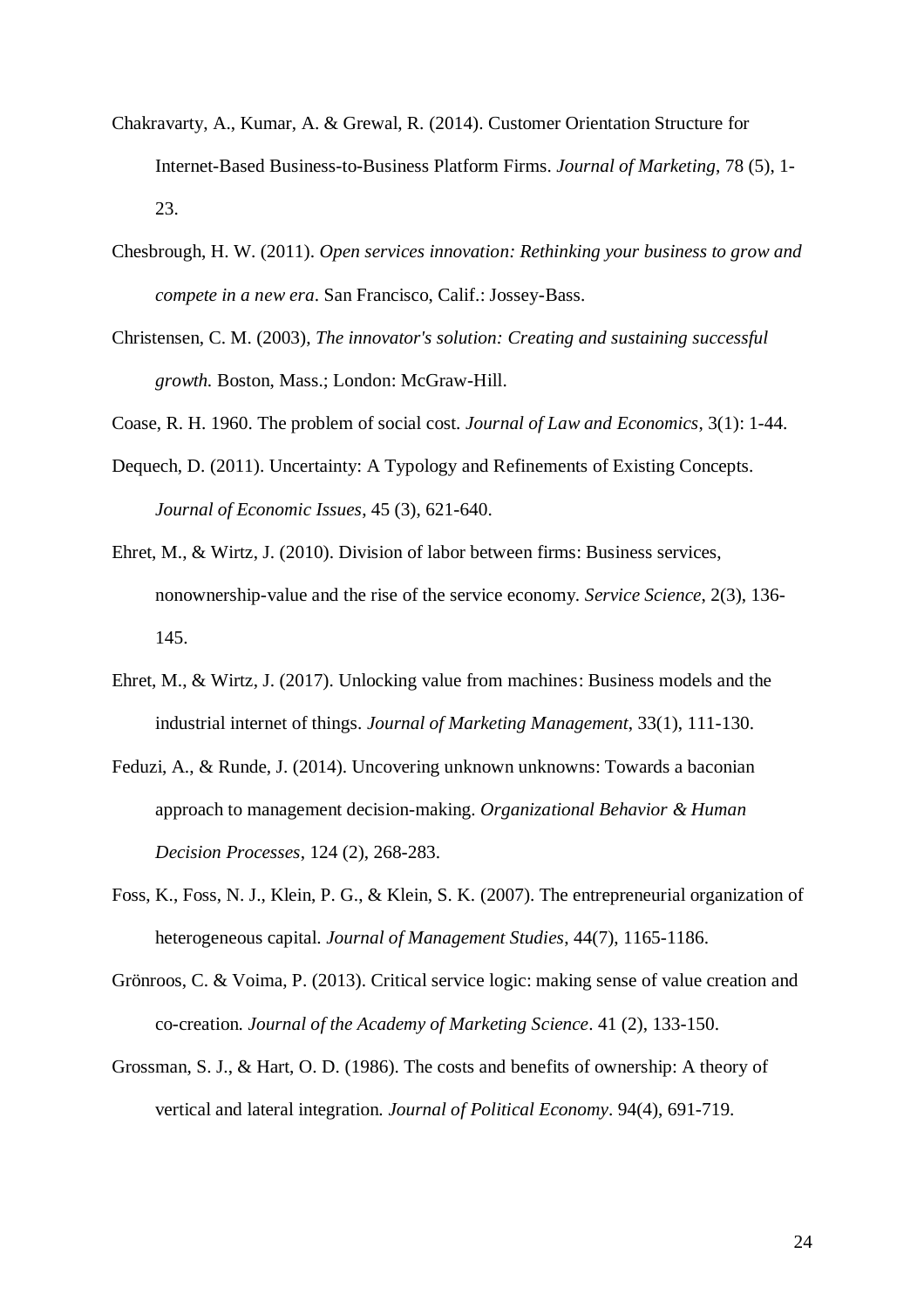Chakravarty, A., Kumar, A. & Grewal, R. (2014). Customer Orientation Structure for Internet-Based Business-to-Business Platform Firms. *Journal of Marketing*, 78 (5), 1-23.

Chesbrough, H. W. (2011). *Open services innovation: Rethinking your business to grow and compete in a new era*. San Francisco, Calif.: Jossey-Bass.

Christensen, C. M. (2003), *The innovator's solution: Creating and sustaining successful growth.* Boston, Mass.; London: McGraw-Hill.

Coase, R. H. 1960. The problem of social cost. *Journal of Law and Economics*, 3(1): 1-44.

Dequech, D. (2011). Uncertainty: A Typology and Refinements of Existing Concepts. *Journal of Economic Issues*, 45 (3), 621-640.

Ehret, M., & Wirtz, J. (2010). Division of labor between firms: Business services, nonownership-value and the rise of the service economy. *Service Science*, 2(3), 136-145.

Ehret, M., & Wirtz, J. (2017). Unlocking value from machines: Business models and the industrial internet of things. *Journal of Marketing Management*, 33(1), 111-130.

Feduzi, A., & Runde, J. (2014). Uncovering unknown unknowns: Towards a baconian approach to management decision-making. *Organizational Behavior & Human Decision Processes*, 124 (2), 268-283.

Foss, K., Foss, N. J., Klein, P. G., & Klein, S. K. (2007). The entrepreneurial organization of heterogeneous capital. *Journal of Management Studies*, 44(7), 1165-1186.

Grönroos, C. & Voima, P. (2013). Critical service logic: making sense of value creation and co-creation. *Journal of the Academy of Marketing Science*. 41 (2), 133-150.

Grossman, S. J., & Hart, O. D. (1986). The costs and benefits of ownership: A theory of vertical and lateral integration. *Journal of Political Economy*. 94(4), 691-719.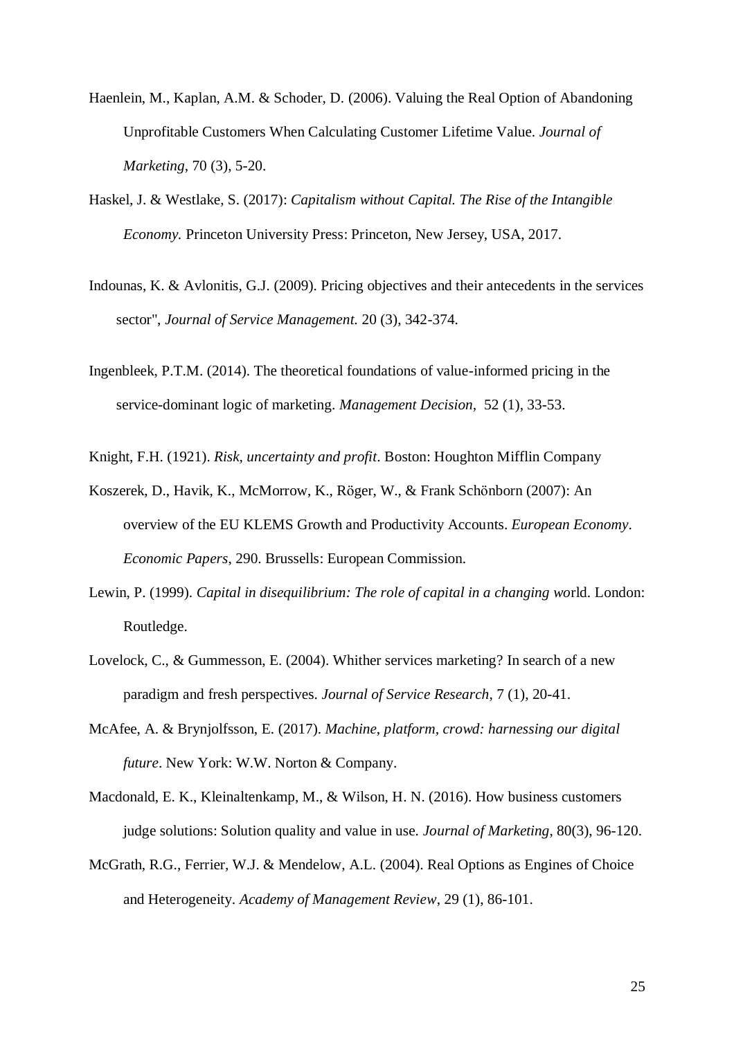Haenlein, M., Kaplan, A.M. & Schoder, D. (2006). Valuing the Real Option of Abandoning Unprofitable Customers When Calculating Customer Lifetime Value. *Journal of Marketing*, 70 (3), 5-20.

Haskel, J. & Westlake, S. (2017): *Capitalism without Capital. The Rise of the Intangible Economy.* Princeton University Press: Princeton, New Jersey, USA, 2017.

Indounas, K. & Avlonitis, G.J. (2009). Pricing objectives and their antecedents in the services sector", *Journal of Service Management.* 20 (3), 342-374.

Ingenbleek, P.T.M. (2014). The theoretical foundations of value-informed pricing in the service-dominant logic of marketing. *Management Decision,* 52 (1), 33-53.

Knight, F.H. (1921). *Risk, uncertainty and profit*. Boston: Houghton Mifflin Company

Koszerek, D., Havik, K., McMorrow, K., Röger, W., & Frank Schönborn (2007): An overview of the EU KLEMS Growth and Productivity Accounts. *European Economy. Economic Papers*, 290. Brussells: European Commission.

Lewin, P. (1999). *Capital in disequilibrium: The role of capital in a changing wo*rld. London: Routledge.

Lovelock, C., & Gummesson, E. (2004). Whither services marketing? In search of a new paradigm and fresh perspectives. *Journal of Service Research*, 7 (1), 20-41.

McAfee, A. & Brynjolfsson, E. (2017). *Machine, platform, crowd: harnessing our digital future*. New York: W.W. Norton & Company.

Macdonald, E. K., Kleinaltenkamp, M., & Wilson, H. N. (2016). How business customers judge solutions: Solution quality and value in use. *Journal of Marketing*, 80(3), 96-120.

McGrath, R.G., Ferrier, W.J. & Mendelow, A.L. (2004). Real Options as Engines of Choice and Heterogeneity. *Academy of Management Review*, 29 (1), 86-101.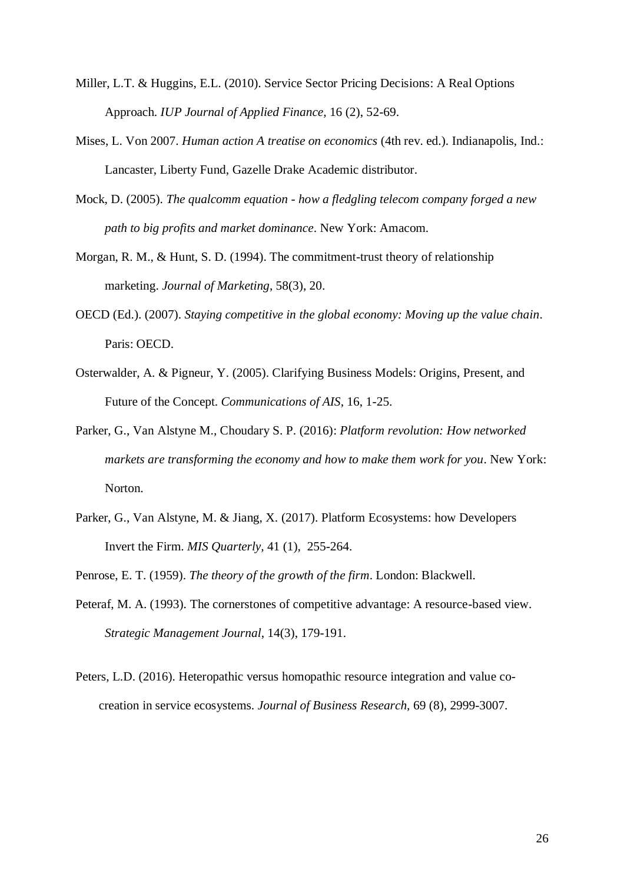Miller, L.T. & Huggins, E.L. (2010). Service Sector Pricing Decisions: A Real Options Approach. *IUP Journal of Applied Finance,* 16 (2), 52-69.

Mises, L. Von 2007. *Human action A treatise on economics* (4th rev. ed.). Indianapolis, Ind.: Lancaster, Liberty Fund, Gazelle Drake Academic distributor.

Mock, D. (2005). *The qualcomm equation - how a fledgling telecom company forged a new path to big profits and market dominance*. New York: Amacom.

Morgan, R. M., & Hunt, S. D. (1994). The commitment-trust theory of relationship marketing. *Journal of Marketing*, 58(3), 20.

OECD (Ed.). (2007). *Staying competitive in the global economy: Moving up the value chain*. Paris: OECD.

Osterwalder, A. & Pigneur, Y. (2005). Clarifying Business Models: Origins, Present, and Future of the Concept. *Communications of AIS*, 16, 1-25.

Parker, G., Van Alstyne M., Choudary S. P. (2016): *Platform revolution: How networked markets are transforming the economy and how to make them work for you*. New York: Norton.

Parker, G., Van Alstyne, M. & Jiang, X. (2017). Platform Ecosystems: how Developers Invert the Firm. *MIS Quarterly*, 41 (1), 255-264.

Penrose, E. T. (1959). *The theory of the growth of the firm*. London: Blackwell.

Peteraf, M. A. (1993). The cornerstones of competitive advantage: A resource-based view. *Strategic Management Journal*, 14(3), 179-191.

Peters, L.D. (2016). Heteropathic versus homopathic resource integration and value co-creation in service ecosystems. *Journal of Business Research*, 69 (8), 2999-3007.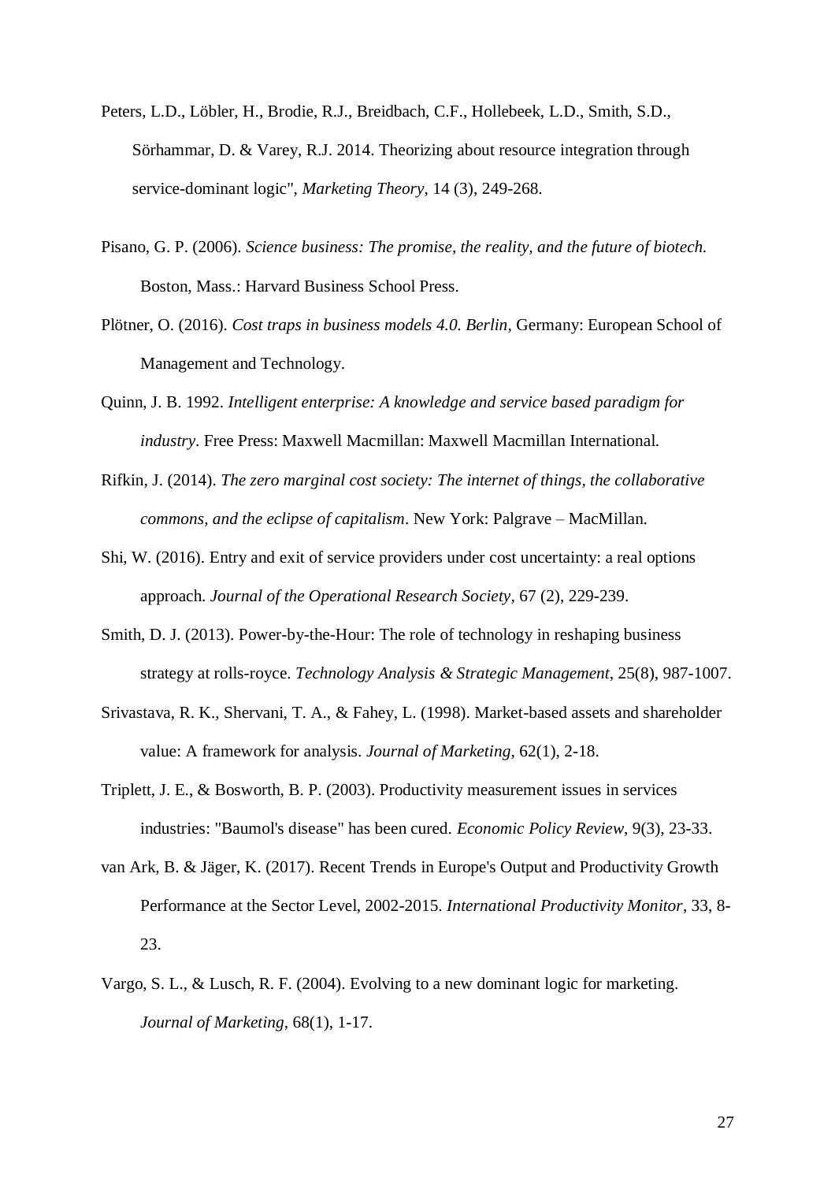Peters, L.D., Löbler, H., Brodie, R.J., Breidbach, C.F., Hollebeek, L.D., Smith, S.D., Sörhammar, D. & Varey, R.J. 2014. Theorizing about resource integration through service-dominant logic", *Marketing Theory*, 14 (3), 249-268.

Pisano, G. P. (2006). *Science business: The promise, the reality, and the future of biotech.* Boston, Mass.: Harvard Business School Press.

Plötner, O. (2016). *Cost traps in business models 4.0. Berlin*, Germany: European School of Management and Technology.

Quinn, J. B. 1992. *Intelligent enterprise: A knowledge and service based paradigm for industry*. Free Press: Maxwell Macmillan: Maxwell Macmillan International.

Rifkin, J. (2014). *The zero marginal cost society: The internet of things, the collaborative commons, and the eclipse of capitalism*. New York: Palgrave – MacMillan.

Shi, W. (2016). Entry and exit of service providers under cost uncertainty: a real options approach. *Journal of the Operational Research Society*, 67 (2), 229-239.

Smith, D. J. (2013). Power-by-the-Hour: The role of technology in reshaping business strategy at rolls-royce. *Technology Analysis & Strategic Management*, 25(8), 987-1007.

Srivastava, R. K., Shervani, T. A., & Fahey, L. (1998). Market-based assets and shareholder value: A framework for analysis. *Journal of Marketing*, 62(1), 2-18.

Triplett, J. E., & Bosworth, B. P. (2003). Productivity measurement issues in services industries: "Baumol's disease" has been cured. *Economic Policy Review*, 9(3), 23-33.

van Ark, B. & Jäger, K. (2017). Recent Trends in Europe's Output and Productivity Growth Performance at the Sector Level, 2002-2015. *International Productivity Monitor*, 33, 8-23.

Vargo, S. L., & Lusch, R. F. (2004). Evolving to a new dominant logic for marketing. *Journal of Marketing*, 68(1), 1-17.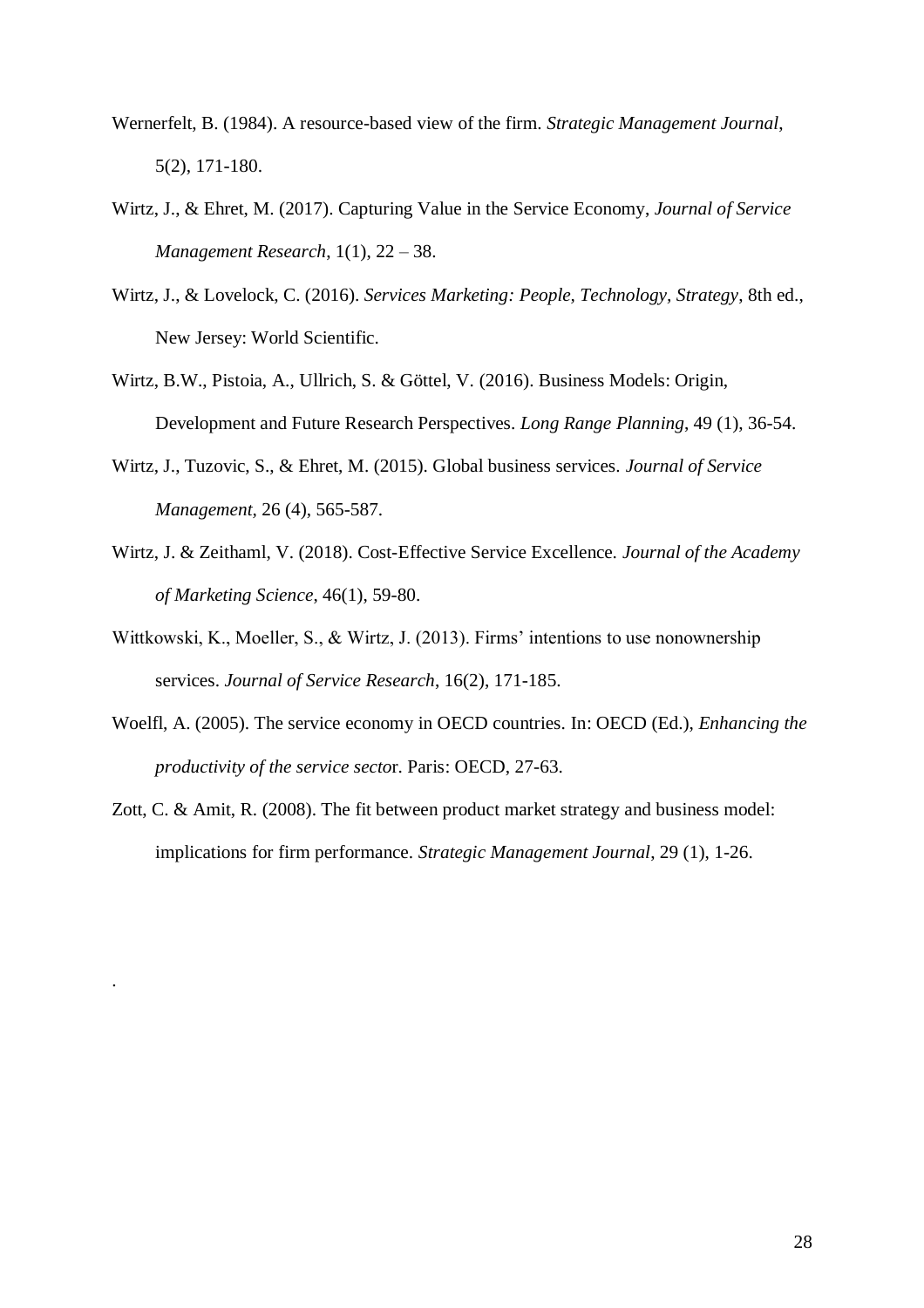Wernerfelt, B. (1984). A resource-based view of the firm. *Strategic Management Journal*, 5(2), 171-180.

Wirtz, J., & Ehret, M. (2017). Capturing Value in the Service Economy, *Journal of Service Management Research*, 1(1), 22 – 38.

Wirtz, J., & Lovelock, C. (2016). *Services Marketing: People, Technology, Strategy*, 8th ed., New Jersey: World Scientific.

Wirtz, B.W., Pistoia, A., Ullrich, S. & Göttel, V. (2016). Business Models: Origin, Development and Future Research Perspectives. *Long Range Planning*, 49 (1), 36-54.

Wirtz, J., Tuzovic, S., & Ehret, M. (2015). Global business services. *Journal of Service Management,* 26 (4), 565-587.

Wirtz, J. & Zeithaml, V. (2018). Cost-Effective Service Excellence. *Journal of the Academy of Marketing Science*, 46(1), 59-80.

Wittkowski, K., Moeller, S., & Wirtz, J. (2013). Firms' intentions to use nonownership services. *Journal of Service Research*, 16(2), 171-185.

Woelfl, A. (2005). The service economy in OECD countries. In: OECD (Ed.), *Enhancing the productivity of the service secto*r. Paris: OECD, 27-63.

Zott, C. & Amit, R. (2008). The fit between product market strategy and business model: implications for firm performance. *Strategic Management Journal*, 29 (1), 1-26.

.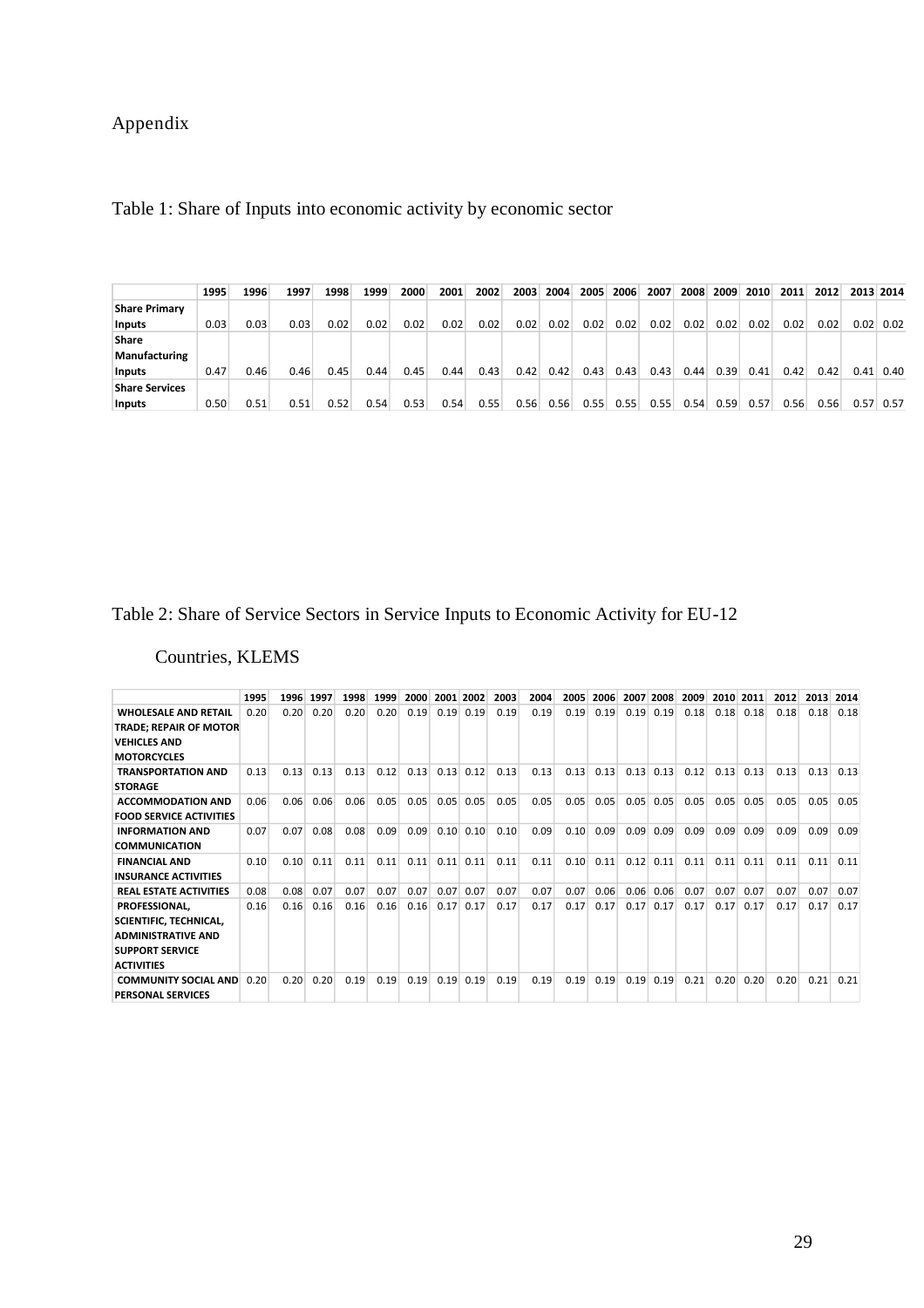Appendix

Table 1: Share of Inputs into economic activity by economic sector

| | 1995 | 1996 | 1997 | 1998 | 1999 | 2000 | 2001 | 2002 | 2003 | 2004 | 2005 | 2006 | 2007 | 2008 | 2009 | 2010 | 2011 | 2012 | 2013 | 2014 |
|---|---|---|---|---|---|---|---|---|---|---|---|---|---|---|---|---|---|---|---|---|
| **Share Primary Inputs** | 0.03 | 0.03 | 0.03 | 0.02 | 0.02 | 0.02 | 0.02 | 0.02 | 0.02 | 0.02 | 0.02 | 0.02 | 0.02 | 0.02 | 0.02 | 0.02 | 0.02 | 0.02 | 0.02 | 0.02 |
| **Share Manufacturing Inputs** | 0.47 | 0.46 | 0.46 | 0.45 | 0.44 | 0.45 | 0.44 | 0.43 | 0.42 | 0.42 | 0.43 | 0.43 | 0.43 | 0.44 | 0.39 | 0.41 | 0.42 | 0.42 | 0.41 | 0.40 |
| **Share Services Inputs** | 0.50 | 0.51 | 0.51 | 0.52 | 0.54 | 0.53 | 0.54 | 0.55 | 0.56 | 0.56 | 0.55 | 0.55 | 0.55 | 0.54 | 0.59 | 0.57 | 0.56 | 0.56 | 0.57 | 0.57 |

Table 2: Share of Service Sectors in Service Inputs to Economic Activity for EU-12 Countries, KLEMS

| | 1995 | 1996 | 1997 | 1998 | 1999 | 2000 | 2001 | 2002 | 2003 | 2004 | 2005 | 2006 | 2007 | 2008 | 2009 | 2010 | 2011 | 2012 | 2013 | 2014 |
|---|---|---|---|---|---|---|---|---|---|---|---|---|---|---|---|---|---|---|---|---|
| **WHOLESALE AND RETAIL TRADE; REPAIR OF MOTOR VEHICLES AND MOTORCYCLES** | 0.20 | 0.20 | 0.20 | 0.20 | 0.20 | 0.19 | 0.19 | 0.19 | 0.19 | 0.19 | 0.19 | 0.19 | 0.19 | 0.19 | 0.18 | 0.18 | 0.18 | 0.18 | 0.18 | 0.18 |
| **TRANSPORTATION AND STORAGE** | 0.13 | 0.13 | 0.13 | 0.13 | 0.12 | 0.13 | 0.13 | 0.12 | 0.13 | 0.13 | 0.13 | 0.13 | 0.13 | 0.13 | 0.12 | 0.13 | 0.13 | 0.13 | 0.13 | 0.13 |
| **ACCOMMODATION AND FOOD SERVICE ACTIVITIES** | 0.06 | 0.06 | 0.06 | 0.06 | 0.05 | 0.05 | 0.05 | 0.05 | 0.05 | 0.05 | 0.05 | 0.05 | 0.05 | 0.05 | 0.05 | 0.05 | 0.05 | 0.05 | 0.05 | 0.05 |
| **INFORMATION AND COMMUNICATION** | 0.07 | 0.07 | 0.08 | 0.08 | 0.09 | 0.09 | 0.10 | 0.10 | 0.10 | 0.09 | 0.10 | 0.09 | 0.09 | 0.09 | 0.09 | 0.09 | 0.09 | 0.09 | 0.09 | 0.09 |
| **FINANCIAL AND INSURANCE ACTIVITIES** | 0.10 | 0.10 | 0.11 | 0.11 | 0.11 | 0.11 | 0.11 | 0.11 | 0.11 | 0.11 | 0.10 | 0.11 | 0.12 | 0.11 | 0.11 | 0.11 | 0.11 | 0.11 | 0.11 | 0.11 |
| **REAL ESTATE ACTIVITIES** | 0.08 | 0.08 | 0.07 | 0.07 | 0.07 | 0.07 | 0.07 | 0.07 | 0.07 | 0.07 | 0.07 | 0.06 | 0.06 | 0.06 | 0.07 | 0.07 | 0.07 | 0.07 | 0.07 | 0.07 |
| **PROFESSIONAL, SCIENTIFIC, TECHNICAL, ADMINISTRATIVE AND SUPPORT SERVICE ACTIVITIES** | 0.16 | 0.16 | 0.16 | 0.16 | 0.16 | 0.16 | 0.17 | 0.17 | 0.17 | 0.17 | 0.17 | 0.17 | 0.17 | 0.17 | 0.17 | 0.17 | 0.17 | 0.17 | 0.17 | 0.17 |
| **COMMUNITY SOCIAL AND PERSONAL SERVICES** | 0.20 | 0.20 | 0.20 | 0.19 | 0.19 | 0.19 | 0.19 | 0.19 | 0.19 | 0.19 | 0.19 | 0.19 | 0.19 | 0.19 | 0.21 | 0.20 | 0.20 | 0.20 | 0.21 | 0.21 |